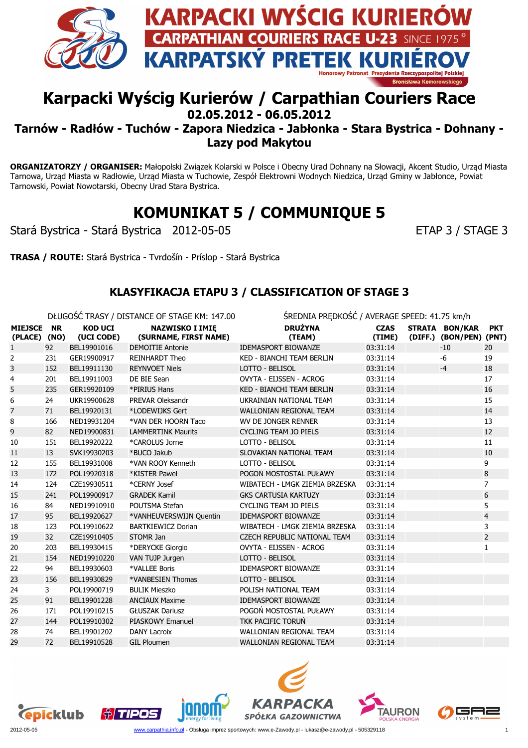# KARPACKI WYŚCIG KURIERÓW
## CARPATHIAN COURIERS RACE U-23 SINCE 1975
## KARPATSKÝ PRETEK KURIÉROV

Honorowy Patronat Prezydenta Rzeczypospolitej Polskiej Bronisława Komorowskiego

# Karpacki Wyścig Kurierów / Carpathian Couriers Race

## 02.05.2012 - 06.05.2012

## Tarnów - Radłów - Tuchów - Zapora Niedzica - Jabłonka - Stara Bystrica - Dohnany - Lazy pod Makytou

**ORGANIZATORZY / ORGANISER:** Małopolski Związek Kolarski w Polsce i Obecny Urad Dohnany na Słowacji, Akcent Studio, Urząd Miasta Tarnowa, Urząd Miasta w Radłowie, Urząd Miasta w Tuchowie, Zespół Elektrowni Wodnych Niedzica, Urząd Gminy w Jabłonce, Powiat Tarnowski, Powiat Nowotarski, Obecny Urad Stara Bystrica.

# KOMUNIKAT 5 / COMMUNIQUE 5

Stará Bystrica - Stará Bystrica 2012-05-05 ETAP 3 / STAGE 3

**TRASA / ROUTE:** Stará Bystrica - Tvrdošín - Príslop - Stará Bystrica

## KLASYFIKACJA ETAPU 3 / CLASSIFICATION OF STAGE 3

DŁUGOŚĆ TRASY / DISTANCE OF STAGE KM: 147.00 ŚREDNIA PRĘDKOŚĆ / AVERAGE SPEED: 41.75 km/h

| MIEJSCE (PLACE) | NR (NO) | KOD UCI (UCI CODE) | NAZWISKO I IMIĘ (SURNAME, FIRST NAME) | DRUŻYNA (TEAM) | CZAS (TIME) | STRATA (DIFF.) | BON/KAR (BON/PEN) | PKT (PNT) |
|---|---|---|---|---|---|---|---|---|
| 1 | 92 | BEL19901016 | DEMOITIE Antonie | IDEMASPORT BIOWANZE | 03:31:14 | | -10 | 20 |
| 2 | 231 | GER19900917 | REINHARDT Theo | KED - BIANCHI TEAM BERLIN | 03:31:14 | | -6 | 19 |
| 3 | 152 | BEL19911130 | REYNVOET Niels | LOTTO - BELISOL | 03:31:14 | | -4 | 18 |
| 4 | 201 | BEL19911003 | DE BIE Sean | OVYTA - EIJSSEN - ACROG | 03:31:14 | | | 17 |
| 5 | 235 | GER19920109 | *PIRIUS Hans | KED - BIANCHI TEAM BERLIN | 03:31:14 | | | 16 |
| 6 | 24 | UKR19900628 | PREVAR Oleksandr | UKRAINIAN NATIONAL TEAM | 03:31:14 | | | 15 |
| 7 | 71 | BEL19920131 | *LODEWIJKS Gert | WALLONIAN REGIONAL TEAM | 03:31:14 | | | 14 |
| 8 | 166 | NED19931204 | *VAN DER HOORN Taco | WV DE JONGER RENNER | 03:31:14 | | | 13 |
| 9 | 82 | NED19900831 | LAMMERTINK Maurits | CYCLING TEAM JO PIELS | 03:31:14 | | | 12 |
| 10 | 151 | BEL19920222 | *CAROLUS Jorne | LOTTO - BELISOL | 03:31:14 | | | 11 |
| 11 | 13 | SVK19930203 | *BUCO Jakub | SLOVAKIAN NATIONAL TEAM | 03:31:14 | | | 10 |
| 12 | 155 | BEL19931008 | *VAN ROOY Kenneth | LOTTO - BELISOL | 03:31:14 | | | 9 |
| 13 | 172 | POL19920318 | *KISTER Paweł | POGOŃ MOSTOSTAL PUŁAWY | 03:31:14 | | | 8 |
| 14 | 124 | CZE19930511 | *CERNY Josef | WIBATECH - LMGK ZIEMIA BRZESKA | 03:31:14 | | | 7 |
| 15 | 241 | POL19900917 | GRADEK Kamil | GKS CARTUSIA KARTUZY | 03:31:14 | | | 6 |
| 16 | 84 | NED19910910 | POUTSMA Stefan | CYCLING TEAM JO PIELS | 03:31:14 | | | 5 |
| 17 | 95 | BEL19920627 | *VANHEUVERSWIJN Quentin | IDEMASPORT BIOWANZE | 03:31:14 | | | 4 |
| 18 | 123 | POL19910622 | BARTKIEWICZ Dorian | WIBATECH - LMGK ZIEMIA BRZESKA | 03:31:14 | | | 3 |
| 19 | 32 | CZE19910405 | STOMR Jan | CZECH REPUBLIC NATIONAL TEAM | 03:31:14 | | | 2 |
| 20 | 203 | BEL19930415 | *DERYCKE Giorgio | OVYTA - EIJSSEN - ACROG | 03:31:14 | | | 1 |
| 21 | 154 | NED19910220 | VAN TUJP Jurgen | LOTTO - BELISOL | 03:31:14 | | | |
| 22 | 94 | BEL19930603 | *VALLEE Boris | IDEMASPORT BIOWANZE | 03:31:14 | | | |
| 23 | 156 | BEL19930829 | *VANBESIEN Thomas | LOTTO - BELISOL | 03:31:14 | | | |
| 24 | 3 | POL19900719 | BULIK Mieszko | POLISH NATIONAL TEAM | 03:31:14 | | | |
| 25 | 91 | BEL19901228 | ANCIAUX Maxime | IDEMASPORT BIOWANZE | 03:31:14 | | | |
| 26 | 171 | POL19910215 | GŁUSZAK Dariusz | POGOŃ MOSTOSTAL PUŁAWY | 03:31:14 | | | |
| 27 | 144 | POL19910302 | PIASKOWY Emanuel | TKK PACIFIC TORUŃ | 03:31:14 | | | |
| 28 | 74 | BEL19901202 | DANY Lacroix | WALLONIAN REGIONAL TEAM | 03:31:14 | | | |
| 29 | 72 | BEL19910528 | GIL Ploumen | WALLONIAN REGIONAL TEAM | 03:31:14 | | | |

epicklub | TIPOS | janom energy for living | KARPACKA SPÓŁKA GAZOWNICTWA | TAURON POLSKA ENERGIA | GAZ system

2012-05-05 www.carpathia.info.pl - Obsługa imprez sportowych: www.e-Zawody.pl - lukasz@e-zawody.pl - 505329118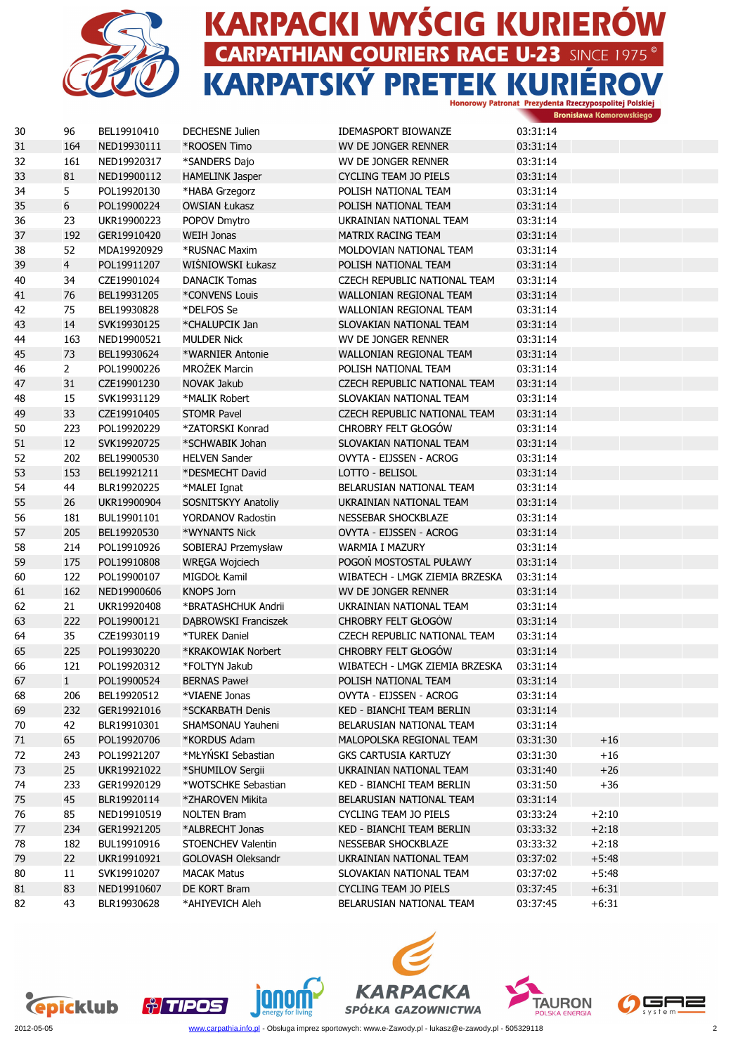# KARPACKI WYŚCIG KURIERÓW

## CARPATHIAN COURIERS RACE U-23 SINCE 1975

## KARPATSKÝ PRETEK KURIÉROV

Honorowy Patronat Prezydenta Rzeczypospolitej Polskiej Bronisława Komorowskiego

| | | | | | | |
|---|---|---|---|---|---|---|
| 30 | 96 | BEL19910410 | DECHESNE Julien | IDEMASPORT BIOWANZE | 03:31:14 | |
| 31 | 164 | NED19930111 | *ROOSEN Timo | WV DE JONGER RENNER | 03:31:14 | |
| 32 | 161 | NED19920317 | *SANDERS Dajo | WV DE JONGER RENNER | 03:31:14 | |
| 33 | 81 | NED19900112 | HAMELINK Jasper | CYCLING TEAM JO PIELS | 03:31:14 | |
| 34 | 5 | POL19920130 | *HABA Grzegorz | POLISH NATIONAL TEAM | 03:31:14 | |
| 35 | 6 | POL19900224 | OWSIAN Łukasz | POLISH NATIONAL TEAM | 03:31:14 | |
| 36 | 23 | UKR19900223 | POPOV Dmytro | UKRAINIAN NATIONAL TEAM | 03:31:14 | |
| 37 | 192 | GER19910420 | WEIH Jonas | MATRIX RACING TEAM | 03:31:14 | |
| 38 | 52 | MDA19920929 | *RUSNAC Maxim | MOLDOVIAN NATIONAL TEAM | 03:31:14 | |
| 39 | 4 | POL19911207 | WIŚNIOWSKI Łukasz | POLISH NATIONAL TEAM | 03:31:14 | |
| 40 | 34 | CZE19901024 | DANACIK Tomas | CZECH REPUBLIC NATIONAL TEAM | 03:31:14 | |
| 41 | 76 | BEL19931205 | *CONVENS Louis | WALLONIAN REGIONAL TEAM | 03:31:14 | |
| 42 | 75 | BEL19930828 | *DELFOS Se | WALLONIAN REGIONAL TEAM | 03:31:14 | |
| 43 | 14 | SVK19930125 | *CHALUPCIK Jan | SLOVAKIAN NATIONAL TEAM | 03:31:14 | |
| 44 | 163 | NED19900521 | MULDER Nick | WV DE JONGER RENNER | 03:31:14 | |
| 45 | 73 | BEL19930624 | *WARNIER Antonie | WALLONIAN REGIONAL TEAM | 03:31:14 | |
| 46 | 2 | POL19900226 | MROŻEK Marcin | POLISH NATIONAL TEAM | 03:31:14 | |
| 47 | 31 | CZE19901230 | NOVAK Jakub | CZECH REPUBLIC NATIONAL TEAM | 03:31:14 | |
| 48 | 15 | SVK19931129 | *MALIK Robert | SLOVAKIAN NATIONAL TEAM | 03:31:14 | |
| 49 | 33 | CZE19910405 | STOMR Pavel | CZECH REPUBLIC NATIONAL TEAM | 03:31:14 | |
| 50 | 223 | POL19920229 | *ZATORSKI Konrad | CHROBRY FELT GŁOGÓW | 03:31:14 | |
| 51 | 12 | SVK19920725 | *SCHWABIK Johan | SLOVAKIAN NATIONAL TEAM | 03:31:14 | |
| 52 | 202 | BEL19900530 | HELVEN Sander | OVYTA - EIJSSEN - ACROG | 03:31:14 | |
| 53 | 153 | BEL19921211 | *DESMECHT David | LOTTO - BELISOL | 03:31:14 | |
| 54 | 44 | BLR19920225 | *MALEI Ignat | BELARUSIAN NATIONAL TEAM | 03:31:14 | |
| 55 | 26 | UKR19900904 | SOSNITSKYY Anatoliy | UKRAINIAN NATIONAL TEAM | 03:31:14 | |
| 56 | 181 | BUL19901101 | YORDANOV Radostin | NESSEBAR SHOCKBLAZE | 03:31:14 | |
| 57 | 205 | BEL19920530 | *WYNANTS Nick | OVYTA - EIJSSEN - ACROG | 03:31:14 | |
| 58 | 214 | POL19910926 | SOBIERAJ Przemysław | WARMIA I MAZURY | 03:31:14 | |
| 59 | 175 | POL19910808 | WRĘGA Wojciech | POGOŃ MOSTOSTAL PUŁAWY | 03:31:14 | |
| 60 | 122 | POL19900107 | MIGDOŁ Kamil | WIBATECH - LMGK ZIEMIA BRZESKA | 03:31:14 | |
| 61 | 162 | NED19900606 | KNOPS Jorn | WV DE JONGER RENNER | 03:31:14 | |
| 62 | 21 | UKR19920408 | *BRATASHCHUK Andrii | UKRAINIAN NATIONAL TEAM | 03:31:14 | |
| 63 | 222 | POL19900121 | DĄBROWSKI Franciszek | CHROBRY FELT GŁOGÒW | 03:31:14 | |
| 64 | 35 | CZE19930119 | *TUREK Daniel | CZECH REPUBLIC NATIONAL TEAM | 03:31:14 | |
| 65 | 225 | POL19930220 | *KRAKOWIAK Norbert | CHROBRY FELT GŁOGÓW | 03:31:14 | |
| 66 | 121 | POL19920312 | *FOLTYN Jakub | WIBATECH - LMGK ZIEMIA BRZESKA | 03:31:14 | |
| 67 | 1 | POL19900524 | BERNAS Paweł | POLISH NATIONAL TEAM | 03:31:14 | |
| 68 | 206 | BEL19920512 | *VIAENE Jonas | OVYTA - EIJSSEN - ACROG | 03:31:14 | |
| 69 | 232 | GER19921016 | *SCKARBATH Denis | KED - BIANCHI TEAM BERLIN | 03:31:14 | |
| 70 | 42 | BLR19910301 | SHAMSONAU Yauheni | BELARUSIAN NATIONAL TEAM | 03:31:14 | |
| 71 | 65 | POL19920706 | *KORDUS Adam | MALOPOLSKA REGIONAL TEAM | 03:31:30 | +16 |
| 72 | 243 | POL19921207 | *MŁYŃSKI Sebastian | GKS CARTUSIA KARTUZY | 03:31:30 | +16 |
| 73 | 25 | UKR19921022 | *SHUMILOV Sergii | UKRAINIAN NATIONAL TEAM | 03:31:40 | +26 |
| 74 | 233 | GER19920129 | *WOTSCHKE Sebastian | KED - BIANCHI TEAM BERLIN | 03:31:50 | +36 |
| 75 | 45 | BLR19920114 | *ZHAROVEN Mikita | BELARUSIAN NATIONAL TEAM | 03:31:14 | |
| 76 | 85 | NED19910519 | NOLTEN Bram | CYCLING TEAM JO PIELS | 03:33:24 | +2:10 |
| 77 | 234 | GER19921205 | *ALBRECHT Jonas | KED - BIANCHI TEAM BERLIN | 03:33:32 | +2:18 |
| 78 | 182 | BUL19910916 | STOENCHEV Valentin | NESSEBAR SHOCKBLAZE | 03:33:32 | +2:18 |
| 79 | 22 | UKR19910921 | GOLOVASH Oleksandr | UKRAINIAN NATIONAL TEAM | 03:37:02 | +5:48 |
| 80 | 11 | SVK19910207 | MACAK Matus | SLOVAKIAN NATIONAL TEAM | 03:37:02 | +5:48 |
| 81 | 83 | NED19910607 | DE KORT Bram | CYCLING TEAM JO PIELS | 03:37:45 | +6:31 |
| 82 | 43 | BLR19930628 | *AHIYEVICH Aleh | BELARUSIAN NATIONAL TEAM | 03:37:45 | +6:31 |

epicklub · TIPOS · janom energy for living · KARPACKA SPÓŁKA GAZOWNICTWA · TAURON POLSKA ENERGIA · GRE system

2012-05-05 www.carpathia.info.pl - Obsługa imprez sportowych: www.e-Zawody.pl - lukasz@e-zawody.pl - 505329118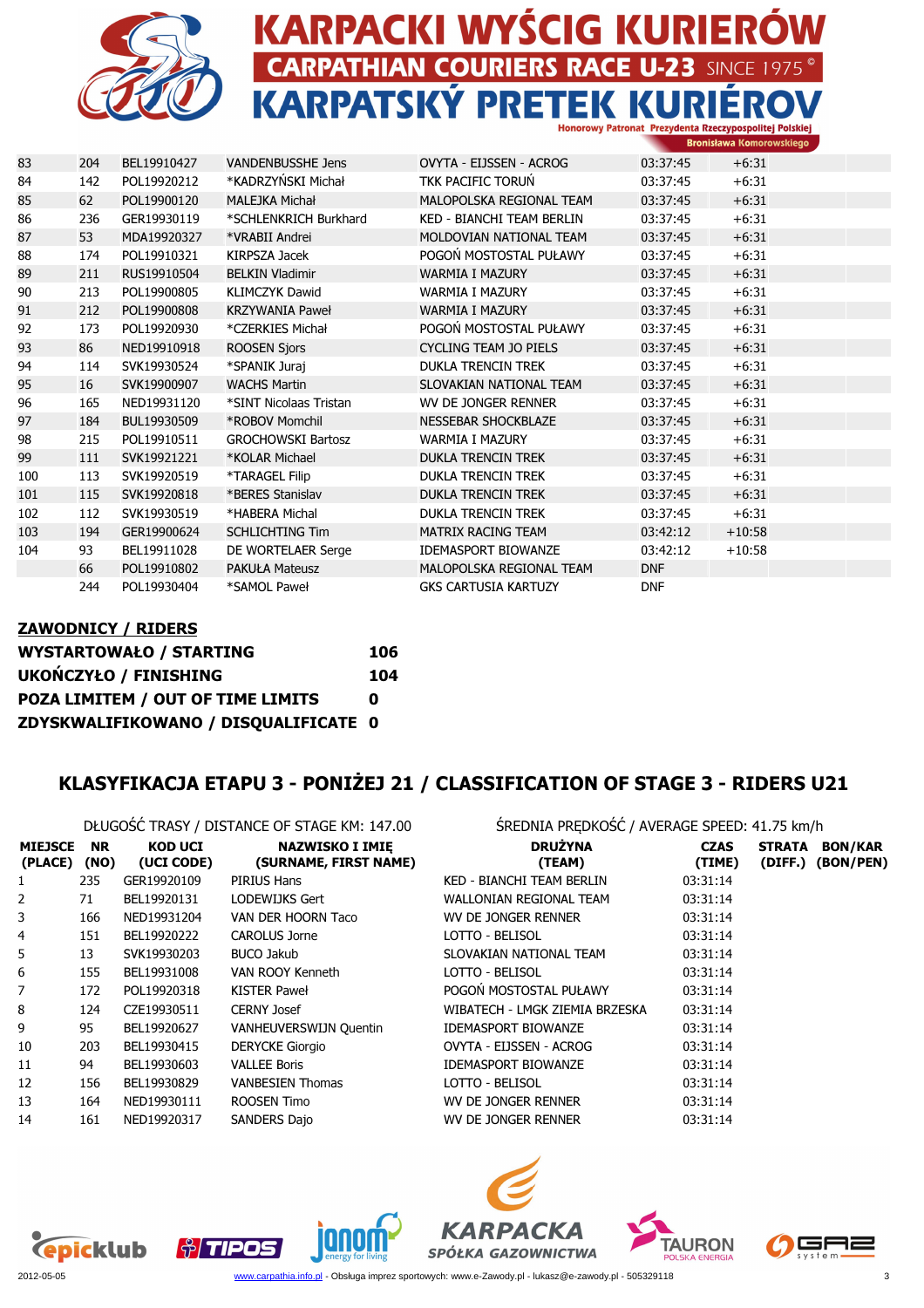| | | | | | | | |
|---|---|---|---|---|---|---|---|
| 83 | 204 | BEL19910427 | VANDENBUSSHE Jens | OVYTA - EIJSSEN - ACROG | 03:37:45 | +6:31 | |
| 84 | 142 | POL19920212 | *KADRZYŃSKI Michał | TKK PACIFIC TORUŃ | 03:37:45 | +6:31 | |
| 85 | 62 | POL19900120 | MALEJKA Michał | MALOPOLSKA REGIONAL TEAM | 03:37:45 | +6:31 | |
| 86 | 236 | GER19930119 | *SCHLENKRICH Burkhard | KED - BIANCHI TEAM BERLIN | 03:37:45 | +6:31 | |
| 87 | 53 | MDA19920327 | *VRABII Andrei | MOLDOVIAN NATIONAL TEAM | 03:37:45 | +6:31 | |
| 88 | 174 | POL19910321 | KIRPSZA Jacek | POGOŃ MOSTOSTAL PUŁAWY | 03:37:45 | +6:31 | |
| 89 | 211 | RUS19910504 | BELKIN Vladimir | WARMIA I MAZURY | 03:37:45 | +6:31 | |
| 90 | 213 | POL19900805 | KLIMCZYK Dawid | WARMIA I MAZURY | 03:37:45 | +6:31 | |
| 91 | 212 | POL19900808 | KRZYWANIA Paweł | WARMIA I MAZURY | 03:37:45 | +6:31 | |
| 92 | 173 | POL19920930 | *CZERKIES Michał | POGOŃ MOSTOSTAL PUŁAWY | 03:37:45 | +6:31 | |
| 93 | 86 | NED19910918 | ROOSEN Sjors | CYCLING TEAM JO PIELS | 03:37:45 | +6:31 | |
| 94 | 114 | SVK19930524 | *SPANIK Juraj | DUKLA TRENCIN TREK | 03:37:45 | +6:31 | |
| 95 | 16 | SVK19900907 | WACHS Martin | SLOVAKIAN NATIONAL TEAM | 03:37:45 | +6:31 | |
| 96 | 165 | NED19931120 | *SINT Nicolaas Tristan | WV DE JONGER RENNER | 03:37:45 | +6:31 | |
| 97 | 184 | BUL19930509 | *ROBOV Momchil | NESSEBAR SHOCKBLAZE | 03:37:45 | +6:31 | |
| 98 | 215 | POL19910511 | GROCHOWSKI Bartosz | WARMIA I MAZURY | 03:37:45 | +6:31 | |
| 99 | 111 | SVK19921221 | *KOLAR Michael | DUKLA TRENCIN TREK | 03:37:45 | +6:31 | |
| 100 | 113 | SVK19920519 | *TARAGEL Filip | DUKLA TRENCIN TREK | 03:37:45 | +6:31 | |
| 101 | 115 | SVK19920818 | *BERES Stanislav | DUKLA TRENCIN TREK | 03:37:45 | +6:31 | |
| 102 | 112 | SVK19930519 | *HABERA Michal | DUKLA TRENCIN TREK | 03:37:45 | +6:31 | |
| 103 | 194 | GER19900624 | SCHLICHTING Tim | MATRIX RACING TEAM | 03:42:12 | +10:58 | |
| 104 | 93 | BEL19911028 | DE WORTELAER Serge | IDEMASPORT BIOWANZE | 03:42:12 | +10:58 | |
| | 66 | POL19910802 | PAKUŁA Mateusz | MALOPOLSKA REGIONAL TEAM | DNF | | |
| | 244 | POL19930404 | *SAMOL Paweł | GKS CARTUSIA KARTUZY | DNF | | |

**ZAWODNICY / RIDERS**

| | |
|---|---|
| **WYSTARTOWAŁO / STARTING** | **106** |
| **UKOŃCZYŁO / FINISHING** | **104** |
| **POZA LIMITEM / OUT OF TIME LIMITS** | **0** |
| **ZDYSKWALIFIKOWANO / DISQUALIFICATE** | **0** |

## KLASYFIKACJA ETAPU 3 - PONIŻEJ 21 / CLASSIFICATION OF STAGE 3 - RIDERS U21

DŁUGOŚĆ TRASY / DISTANCE OF STAGE KM: 147.00

ŚREDNIA PRĘDKOŚĆ / AVERAGE SPEED: 41.75 km/h

| MIEJSCE (PLACE) | NR (NO) | KOD UCI (UCI CODE) | NAZWISKO I IMIĘ (SURNAME, FIRST NAME) | DRUŻYNA (TEAM) | CZAS (TIME) | STRATA (DIFF.) | BON/KAR (BON/PEN) |
|---|---|---|---|---|---|---|---|
| 1 | 235 | GER19920109 | PIRIUS Hans | KED - BIANCHI TEAM BERLIN | 03:31:14 | | |
| 2 | 71 | BEL19920131 | LODEWIJKS Gert | WALLONIAN REGIONAL TEAM | 03:31:14 | | |
| 3 | 166 | NED19931204 | VAN DER HOORN Taco | WV DE JONGER RENNER | 03:31:14 | | |
| 4 | 151 | BEL19920222 | CAROLUS Jorne | LOTTO - BELISOL | 03:31:14 | | |
| 5 | 13 | SVK19930203 | BUCO Jakub | SLOVAKIAN NATIONAL TEAM | 03:31:14 | | |
| 6 | 155 | BEL19931008 | VAN ROOY Kenneth | LOTTO - BELISOL | 03:31:14 | | |
| 7 | 172 | POL19920318 | KISTER Paweł | POGOŃ MOSTOSTAL PUŁAWY | 03:31:14 | | |
| 8 | 124 | CZE19930511 | CERNY Josef | WIBATECH - LMGK ZIEMIA BRZESKA | 03:31:14 | | |
| 9 | 95 | BEL19920627 | VANHEUVERSWIJN Quentin | IDEMASPORT BIOWANZE | 03:31:14 | | |
| 10 | 203 | BEL19930415 | DERYCKE Giorgio | OVYTA - EIJSSEN - ACROG | 03:31:14 | | |
| 11 | 94 | BEL19930603 | VALLEE Boris | IDEMASPORT BIOWANZE | 03:31:14 | | |
| 12 | 156 | BEL19930829 | VANBESIEN Thomas | LOTTO - BELISOL | 03:31:14 | | |
| 13 | 164 | NED19930111 | ROOSEN Timo | WV DE JONGER RENNER | 03:31:14 | | |
| 14 | 161 | NED19920317 | SANDERS Dajo | WV DE JONGER RENNER | 03:31:14 | | |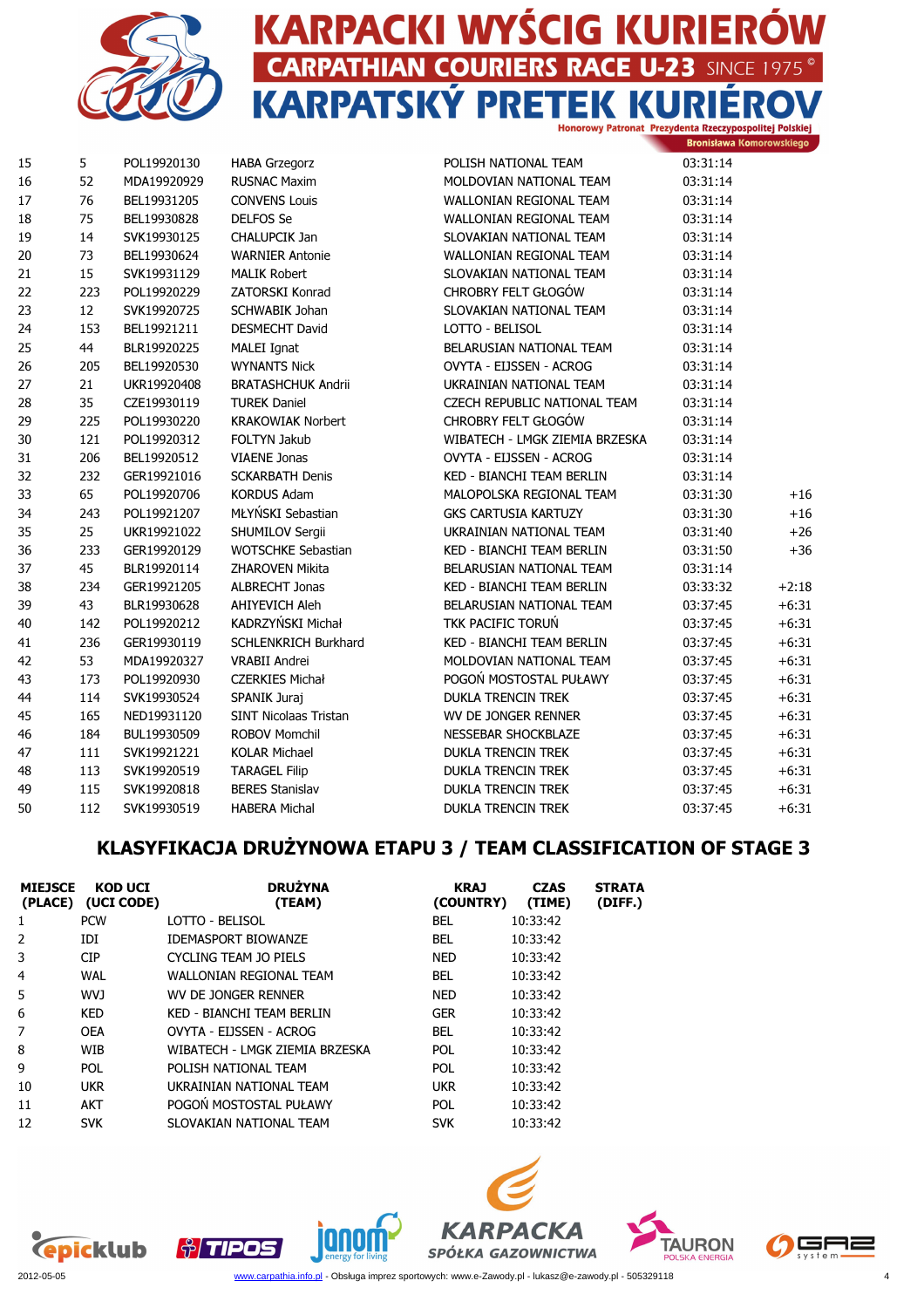| | | | | | | |
|---|---|---|---|---|---|---|
| 15 | 5 | POL19920130 | HABA Grzegorz | POLISH NATIONAL TEAM | 03:31:14 | |
| 16 | 52 | MDA19920929 | RUSNAC Maxim | MOLDOVIAN NATIONAL TEAM | 03:31:14 | |
| 17 | 76 | BEL19931205 | CONVENS Louis | WALLONIAN REGIONAL TEAM | 03:31:14 | |
| 18 | 75 | BEL19930828 | DELFOS Se | WALLONIAN REGIONAL TEAM | 03:31:14 | |
| 19 | 14 | SVK19930125 | CHALUPCIK Jan | SLOVAKIAN NATIONAL TEAM | 03:31:14 | |
| 20 | 73 | BEL19930624 | WARNIER Antonie | WALLONIAN REGIONAL TEAM | 03:31:14 | |
| 21 | 15 | SVK19931129 | MALIK Robert | SLOVAKIAN NATIONAL TEAM | 03:31:14 | |
| 22 | 223 | POL19920229 | ZATORSKI Konrad | CHROBRY FELT GŁOGÓW | 03:31:14 | |
| 23 | 12 | SVK19920725 | SCHWABIK Johan | SLOVAKIAN NATIONAL TEAM | 03:31:14 | |
| 24 | 153 | BEL19921211 | DESMECHT David | LOTTO - BELISOL | 03:31:14 | |
| 25 | 44 | BLR19920225 | MALEI Ignat | BELARUSIAN NATIONAL TEAM | 03:31:14 | |
| 26 | 205 | BEL19920530 | WYNANTS Nick | OVYTA - EIJSSEN - ACROG | 03:31:14 | |
| 27 | 21 | UKR19920408 | BRATASHCHUK Andrii | UKRAINIAN NATIONAL TEAM | 03:31:14 | |
| 28 | 35 | CZE19930119 | TUREK Daniel | CZECH REPUBLIC NATIONAL TEAM | 03:31:14 | |
| 29 | 225 | POL19930220 | KRAKOWIAK Norbert | CHROBRY FELT GŁOGÓW | 03:31:14 | |
| 30 | 121 | POL19920312 | FOLTYN Jakub | WIBATECH - LMGK ZIEMIA BRZESKA | 03:31:14 | |
| 31 | 206 | BEL19920512 | VIAENE Jonas | OVYTA - EIJSSEN - ACROG | 03:31:14 | |
| 32 | 232 | GER19921016 | SCKARBATH Denis | KED - BIANCHI TEAM BERLIN | 03:31:14 | |
| 33 | 65 | POL19920706 | KORDUS Adam | MALOPOLSKA REGIONAL TEAM | 03:31:30 | +16 |
| 34 | 243 | POL19921207 | MŁYŃSKI Sebastian | GKS CARTUSIA KARTUZY | 03:31:30 | +16 |
| 35 | 25 | UKR19921022 | SHUMILOV Sergii | UKRAINIAN NATIONAL TEAM | 03:31:40 | +26 |
| 36 | 233 | GER19920129 | WOTSCHKE Sebastian | KED - BIANCHI TEAM BERLIN | 03:31:50 | +36 |
| 37 | 45 | BLR19920114 | ZHAROVEN Mikita | BELARUSIAN NATIONAL TEAM | 03:31:14 | |
| 38 | 234 | GER19921205 | ALBRECHT Jonas | KED - BIANCHI TEAM BERLIN | 03:33:32 | +2:18 |
| 39 | 43 | BLR19930628 | AHIYEVICH Aleh | BELARUSIAN NATIONAL TEAM | 03:37:45 | +6:31 |
| 40 | 142 | POL19920212 | KADRZYŃSKI Michał | TKK PACIFIC TORUŃ | 03:37:45 | +6:31 |
| 41 | 236 | GER19930119 | SCHLENKRICH Burkhard | KED - BIANCHI TEAM BERLIN | 03:37:45 | +6:31 |
| 42 | 53 | MDA19920327 | VRABII Andrei | MOLDOVIAN NATIONAL TEAM | 03:37:45 | +6:31 |
| 43 | 173 | POL19920930 | CZERKIES Michał | POGOŃ MOSTOSTAL PUŁAWY | 03:37:45 | +6:31 |
| 44 | 114 | SVK19930524 | SPANIK Juraj | DUKLA TRENCIN TREK | 03:37:45 | +6:31 |
| 45 | 165 | NED19931120 | SINT Nicolaas Tristan | WV DE JONGER RENNER | 03:37:45 | +6:31 |
| 46 | 184 | BUL19930509 | ROBOV Momchil | NESSEBAR SHOCKBLAZE | 03:37:45 | +6:31 |
| 47 | 111 | SVK19921221 | KOLAR Michael | DUKLA TRENCIN TREK | 03:37:45 | +6:31 |
| 48 | 113 | SVK19920519 | TARAGEL Filip | DUKLA TRENCIN TREK | 03:37:45 | +6:31 |
| 49 | 115 | SVK19920818 | BERES Stanislav | DUKLA TRENCIN TREK | 03:37:45 | +6:31 |
| 50 | 112 | SVK19930519 | HABERA Michal | DUKLA TRENCIN TREK | 03:37:45 | +6:31 |

## KLASYFIKACJA DRUŻYNOWA ETAPU 3 / TEAM CLASSIFICATION OF STAGE 3

| MIEJSCE (PLACE) | KOD UCI (UCI CODE) | DRUŻYNA (TEAM) | KRAJ (COUNTRY) | CZAS (TIME) | STRATA (DIFF.) |
|---|---|---|---|---|---|
| 1 | PCW | LOTTO - BELISOL | BEL | 10:33:42 | |
| 2 | IDI | IDEMASPORT BIOWANZE | BEL | 10:33:42 | |
| 3 | CIP | CYCLING TEAM JO PIELS | NED | 10:33:42 | |
| 4 | WAL | WALLONIAN REGIONAL TEAM | BEL | 10:33:42 | |
| 5 | WVJ | WV DE JONGER RENNER | NED | 10:33:42 | |
| 6 | KED | KED - BIANCHI TEAM BERLIN | GER | 10:33:42 | |
| 7 | OEA | OVYTA - EIJSSEN - ACROG | BEL | 10:33:42 | |
| 8 | WIB | WIBATECH - LMGK ZIEMIA BRZESKA | POL | 10:33:42 | |
| 9 | POL | POLISH NATIONAL TEAM | POL | 10:33:42 | |
| 10 | UKR | UKRAINIAN NATIONAL TEAM | UKR | 10:33:42 | |
| 11 | AKT | POGOŃ MOSTOSTAL PUŁAWY | POL | 10:33:42 | |
| 12 | SVK | SLOVAKIAN NATIONAL TEAM | SVK | 10:33:42 | |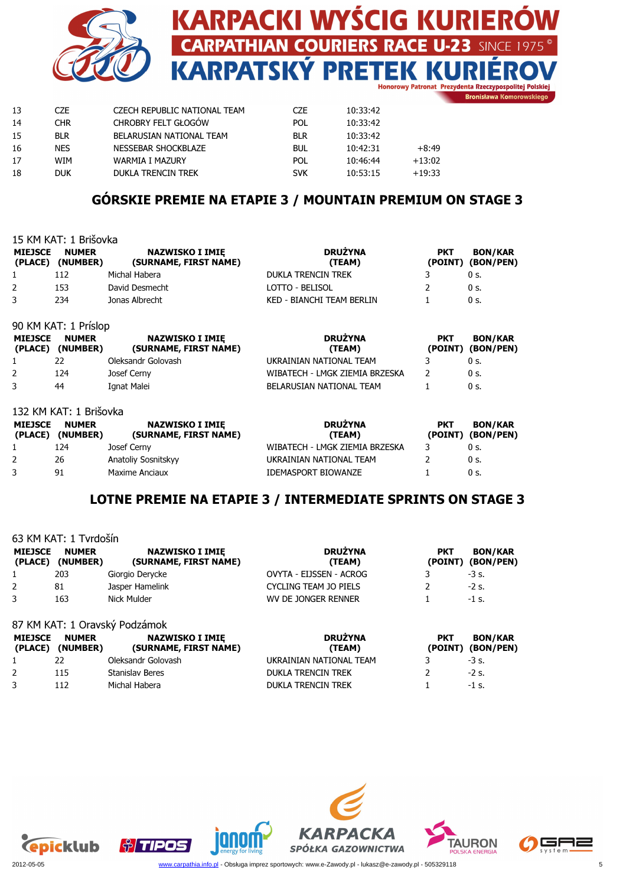| 13 | CZE | CZECH REPUBLIC NATIONAL TEAM | CZE | 10:33:42 | |
|---|---|---|---|---|---|
| 14 | CHR | CHROBRY FELT GŁOGÓW | POL | 10:33:42 | |
| 15 | BLR | BELARUSIAN NATIONAL TEAM | BLR | 10:33:42 | |
| 16 | NES | NESSEBAR SHOCKBLAZE | BUL | 10:42:31 | +8:49 |
| 17 | WIM | WARMIA I MAZURY | POL | 10:46:44 | +13:02 |
| 18 | DUK | DUKLA TRENCIN TREK | SVK | 10:53:15 | +19:33 |

## GÓRSKIE PREMIE NA ETAPIE 3 / MOUNTAIN PREMIUM ON STAGE 3

15 KM KAT: 1 Brišovka

| MIEJSCE (PLACE) | NUMER (NUMBER) | NAZWISKO I IMIĘ (SURNAME, FIRST NAME) | DRUŻYNA (TEAM) | PKT (POINT) | BON/KAR (BON/PEN) |
|---|---|---|---|---|---|
| 1 | 112 | Michal Habera | DUKLA TRENCIN TREK | 3 | 0 s. |
| 2 | 153 | David Desmecht | LOTTO - BELISOL | 2 | 0 s. |
| 3 | 234 | Jonas Albrecht | KED - BIANCHI TEAM BERLIN | 1 | 0 s. |

90 KM KAT: 1 Príslop

| MIEJSCE (PLACE) | NUMER (NUMBER) | NAZWISKO I IMIĘ (SURNAME, FIRST NAME) | DRUŻYNA (TEAM) | PKT (POINT) | BON/KAR (BON/PEN) |
|---|---|---|---|---|---|
| 1 | 22 | Oleksandr Golovash | UKRAINIAN NATIONAL TEAM | 3 | 0 s. |
| 2 | 124 | Josef Cerny | WIBATECH - LMGK ZIEMIA BRZESKA | 2 | 0 s. |
| 3 | 44 | Ignat Malei | BELARUSIAN NATIONAL TEAM | 1 | 0 s. |

132 KM KAT: 1 Brišovka

| MIEJSCE (PLACE) | NUMER (NUMBER) | NAZWISKO I IMIĘ (SURNAME, FIRST NAME) | DRUŻYNA (TEAM) | PKT (POINT) | BON/KAR (BON/PEN) |
|---|---|---|---|---|---|
| 1 | 124 | Josef Cerny | WIBATECH - LMGK ZIEMIA BRZESKA | 3 | 0 s. |
| 2 | 26 | Anatoliy Sosnitskyy | UKRAINIAN NATIONAL TEAM | 2 | 0 s. |
| 3 | 91 | Maxime Anciaux | IDEMASPORT BIOWANZE | 1 | 0 s. |

## LOTNE PREMIE NA ETAPIE 3 / INTERMEDIATE SPRINTS ON STAGE 3

63 KM KAT: 1 Tvrdošín

| MIEJSCE (PLACE) | NUMER (NUMBER) | NAZWISKO I IMIĘ (SURNAME, FIRST NAME) | DRUŻYNA (TEAM) | PKT (POINT) | BON/KAR (BON/PEN) |
|---|---|---|---|---|---|
| 1 | 203 | Giorgio Derycke | OVYTA - EIJSSEN - ACROG | 3 | -3 s. |
| 2 | 81 | Jasper Hamelink | CYCLING TEAM JO PIELS | 2 | -2 s. |
| 3 | 163 | Nick Mulder | WV DE JONGER RENNER | 1 | -1 s. |

87 KM KAT: 1 Oravský Podzámok

| MIEJSCE (PLACE) | NUMER (NUMBER) | NAZWISKO I IMIĘ (SURNAME, FIRST NAME) | DRUŻYNA (TEAM) | PKT (POINT) | BON/KAR (BON/PEN) |
|---|---|---|---|---|---|
| 1 | 22 | Oleksandr Golovash | UKRAINIAN NATIONAL TEAM | 3 | -3 s. |
| 2 | 115 | Stanislav Beres | DUKLA TRENCIN TREK | 2 | -2 s. |
| 3 | 112 | Michal Habera | DUKLA TRENCIN TREK | 1 | -1 s. |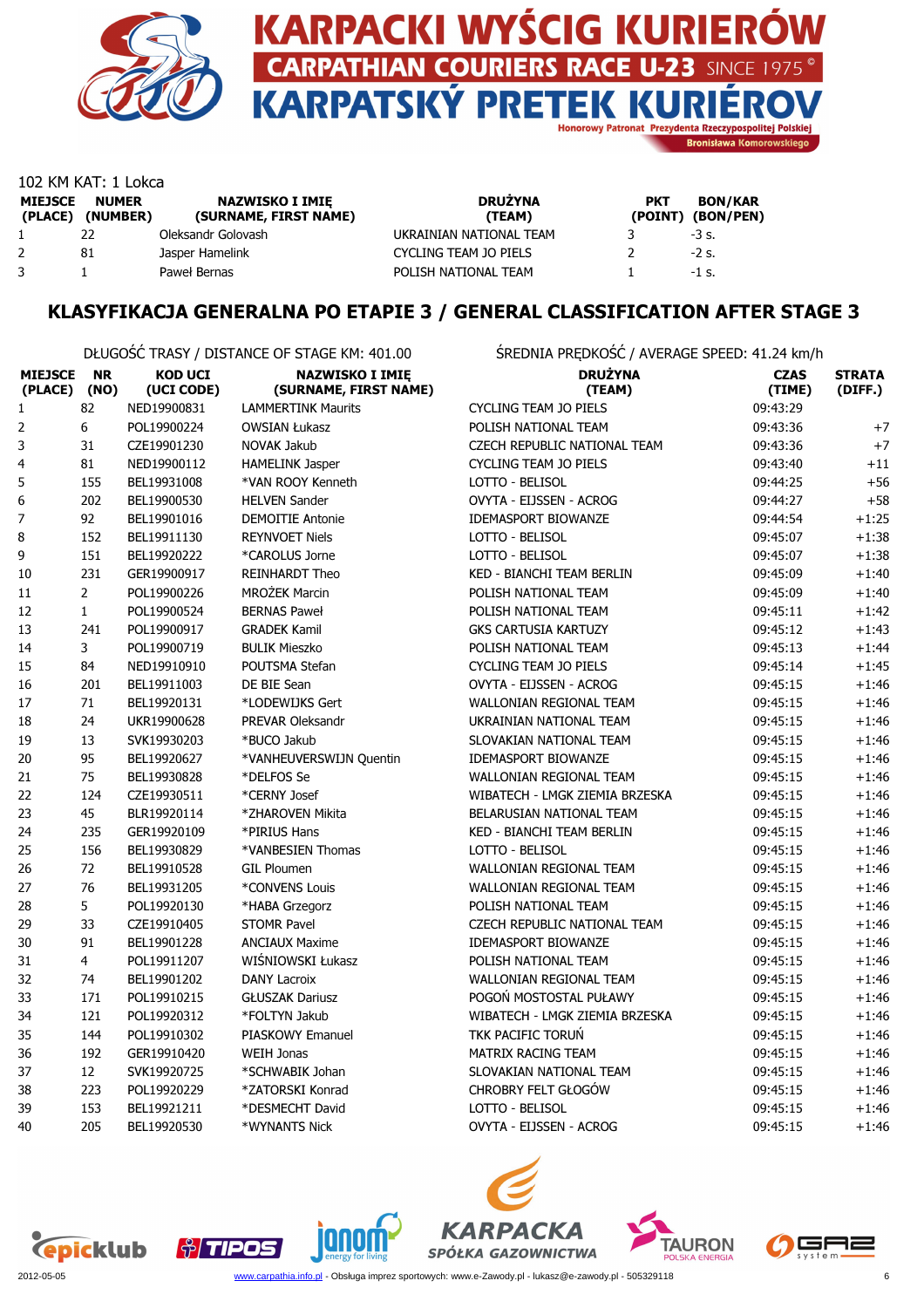# KARPACKI WYŚCIG KURIERÓW
## CARPATHIAN COURIERS RACE U-23 SINCE 1975©
## KARPATSKÝ PRETEK KURIÉROV

Honorowy Patronat Prezydenta Rzeczypospolitej Polskiej Bronisława Komorowskiego

102 KM KAT: 1 Lokca

| MIEJSCE (PLACE) | NUMER (NUMBER) | NAZWISKO I IMIĘ (SURNAME, FIRST NAME) | DRUŻYNA (TEAM) | PKT (POINT) | BON/KAR (BON/PEN) |
|---|---|---|---|---|---|
| 1 | 22 | Oleksandr Golovash | UKRAINIAN NATIONAL TEAM | 3 | -3 s. |
| 2 | 81 | Jasper Hamelink | CYCLING TEAM JO PIELS | 2 | -2 s. |
| 3 | 1 | Paweł Bernas | POLISH NATIONAL TEAM | 1 | -1 s. |

## KLASYFIKACJA GENERALNA PO ETAPIE 3 / GENERAL CLASSIFICATION AFTER STAGE 3

DŁUGOŚĆ TRASY / DISTANCE OF STAGE KM: 401.00

ŚREDNIA PRĘDKOŚĆ / AVERAGE SPEED: 41.24 km/h

| MIEJSCE (PLACE) | NR (NO) | KOD UCI (UCI CODE) | NAZWISKO I IMIĘ (SURNAME, FIRST NAME) | DRUŻYNA (TEAM) | CZAS (TIME) | STRATA (DIFF.) |
|---|---|---|---|---|---|---|
| 1 | 82 | NED19900831 | LAMMERTINK Maurits | CYCLING TEAM JO PIELS | 09:43:29 | |
| 2 | 6 | POL19900224 | OWSIAN Łukasz | POLISH NATIONAL TEAM | 09:43:36 | +7 |
| 3 | 31 | CZE19901230 | NOVAK Jakub | CZECH REPUBLIC NATIONAL TEAM | 09:43:36 | +7 |
| 4 | 81 | NED19900112 | HAMELINK Jasper | CYCLING TEAM JO PIELS | 09:43:40 | +11 |
| 5 | 155 | BEL19931008 | *VAN ROOY Kenneth | LOTTO - BELISOL | 09:44:25 | +56 |
| 6 | 202 | BEL19900530 | HELVEN Sander | OVYTA - EIJSSEN - ACROG | 09:44:27 | +58 |
| 7 | 92 | BEL19901016 | DEMOITIE Antonie | IDEMASPORT BIOWANZE | 09:44:54 | +1:25 |
| 8 | 152 | BEL19911130 | REYNVOET Niels | LOTTO - BELISOL | 09:45:07 | +1:38 |
| 9 | 151 | BEL19920222 | *CAROLUS Jorne | LOTTO - BELISOL | 09:45:07 | +1:38 |
| 10 | 231 | GER19900917 | REINHARDT Theo | KED - BIANCHI TEAM BERLIN | 09:45:09 | +1:40 |
| 11 | 2 | POL19900226 | MROŻEK Marcin | POLISH NATIONAL TEAM | 09:45:09 | +1:40 |
| 12 | 1 | POL19900524 | BERNAS Paweł | POLISH NATIONAL TEAM | 09:45:11 | +1:42 |
| 13 | 241 | POL19900917 | GRADEK Kamil | GKS CARTUSIA KARTUZY | 09:45:12 | +1:43 |
| 14 | 3 | POL19900719 | BULIK Mieszko | POLISH NATIONAL TEAM | 09:45:13 | +1:44 |
| 15 | 84 | NED19910910 | POUTSMA Stefan | CYCLING TEAM JO PIELS | 09:45:14 | +1:45 |
| 16 | 201 | BEL19911003 | DE BIE Sean | OVYTA - EIJSSEN - ACROG | 09:45:15 | +1:46 |
| 17 | 71 | BEL19920131 | *LODEWIJKS Gert | WALLONIAN REGIONAL TEAM | 09:45:15 | +1:46 |
| 18 | 24 | UKR19900628 | PREVAR Oleksandr | UKRAINIAN NATIONAL TEAM | 09:45:15 | +1:46 |
| 19 | 13 | SVK19930203 | *BUCO Jakub | SLOVAKIAN NATIONAL TEAM | 09:45:15 | +1:46 |
| 20 | 95 | BEL19920627 | *VANHEUVERSWIJN Quentin | IDEMASPORT BIOWANZE | 09:45:15 | +1:46 |
| 21 | 75 | BEL19930828 | *DELFOS Se | WALLONIAN REGIONAL TEAM | 09:45:15 | +1:46 |
| 22 | 124 | CZE19930511 | *CERNY Josef | WIBATECH - LMGK ZIEMIA BRZESKA | 09:45:15 | +1:46 |
| 23 | 45 | BLR19920114 | *ZHAROVEN Mikita | BELARUSIAN NATIONAL TEAM | 09:45:15 | +1:46 |
| 24 | 235 | GER19920109 | *PIRIUS Hans | KED - BIANCHI TEAM BERLIN | 09:45:15 | +1:46 |
| 25 | 156 | BEL19930829 | *VANBESIEN Thomas | LOTTO - BELISOL | 09:45:15 | +1:46 |
| 26 | 72 | BEL19910528 | GIL Ploumen | WALLONIAN REGIONAL TEAM | 09:45:15 | +1:46 |
| 27 | 76 | BEL19931205 | *CONVENS Louis | WALLONIAN REGIONAL TEAM | 09:45:15 | +1:46 |
| 28 | 5 | POL19920130 | *HABA Grzegorz | POLISH NATIONAL TEAM | 09:45:15 | +1:46 |
| 29 | 33 | CZE19910405 | STOMR Pavel | CZECH REPUBLIC NATIONAL TEAM | 09:45:15 | +1:46 |
| 30 | 91 | BEL19901228 | ANCIAUX Maxime | IDEMASPORT BIOWANZE | 09:45:15 | +1:46 |
| 31 | 4 | POL19911207 | WIŚNIOWSKI Łukasz | POLISH NATIONAL TEAM | 09:45:15 | +1:46 |
| 32 | 74 | BEL19901202 | DANY Lacroix | WALLONIAN REGIONAL TEAM | 09:45:15 | +1:46 |
| 33 | 171 | POL19910215 | GŁUSZAK Dariusz | POGOŃ MOSTOSTAL PUŁAWY | 09:45:15 | +1:46 |
| 34 | 121 | POL19920312 | *FOLTYN Jakub | WIBATECH - LMGK ZIEMIA BRZESKA | 09:45:15 | +1:46 |
| 35 | 144 | POL19910302 | PIASKOWY Emanuel | TKK PACIFIC TORUŃ | 09:45:15 | +1:46 |
| 36 | 192 | GER19910420 | WEIH Jonas | MATRIX RACING TEAM | 09:45:15 | +1:46 |
| 37 | 12 | SVK19920725 | *SCHWABIK Johan | SLOVAKIAN NATIONAL TEAM | 09:45:15 | +1:46 |
| 38 | 223 | POL19920229 | *ZATORSKI Konrad | CHROBRY FELT GŁOGÓW | 09:45:15 | +1:46 |
| 39 | 153 | BEL19921211 | *DESMECHT David | LOTTO - BELISOL | 09:45:15 | +1:46 |
| 40 | 205 | BEL19920530 | *WYNANTS Nick | OVYTA - EIJSSEN - ACROG | 09:45:15 | +1:46 |

2012-05-05 www.carpathia.info.pl - Obsługa imprez sportowych: www.e-Zawody.pl - lukasz@e-zawody.pl - 505329118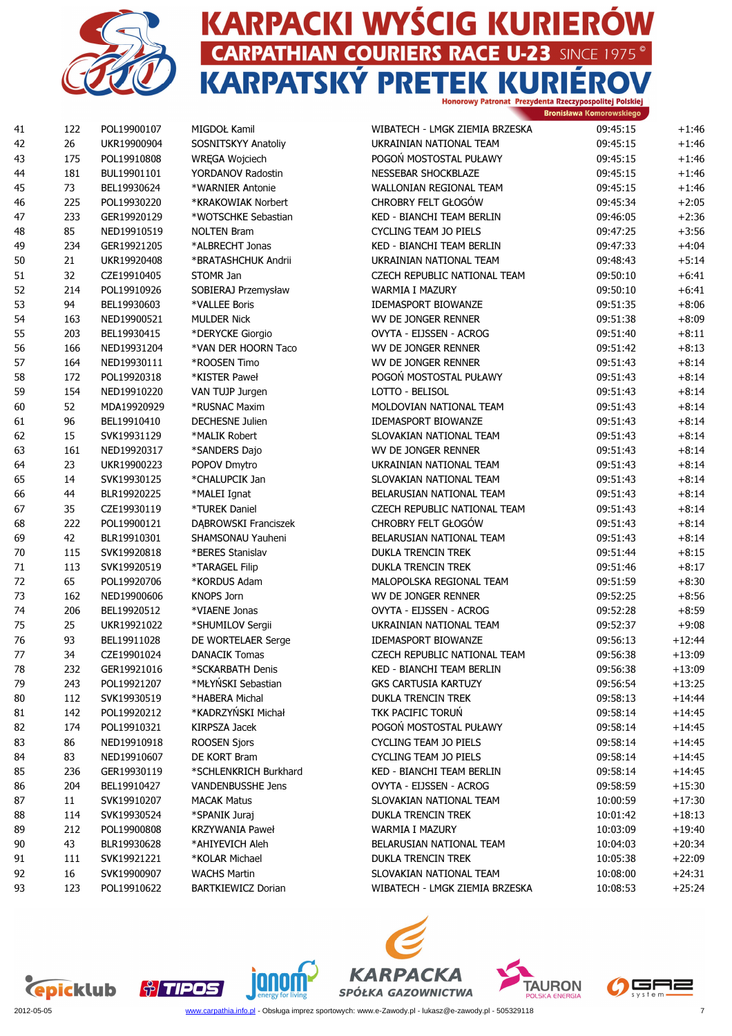# KARPACKI WYŚCIG KURIERÓW

## CARPATHIAN COURIERS RACE U-23 SINCE 1975

## KARPATSKÝ PRETEK KURIÉROV

Honorowy Patronat Prezydenta Rzeczypospolitej Polskiej Bronisława Komorowskiego

| | | | | | | |
|---|---|---|---|---|---|---|
| 41 | 122 | POL19900107 | MIGDOŁ Kamil | WIBATECH - LMGK ZIEMIA BRZESKA | 09:45:15 | +1:46 |
| 42 | 26 | UKR19900904 | SOSNITSKYY Anatoliy | UKRAINIAN NATIONAL TEAM | 09:45:15 | +1:46 |
| 43 | 175 | POL19910808 | WRĘGA Wojciech | POGOŃ MOSTOSTAL PUŁAWY | 09:45:15 | +1:46 |
| 44 | 181 | BUL19901101 | YORDANOV Radostin | NESSEBAR SHOCKBLAZE | 09:45:15 | +1:46 |
| 45 | 73 | BEL19930624 | *WARNIER Antonie | WALLONIAN REGIONAL TEAM | 09:45:15 | +1:46 |
| 46 | 225 | POL19930220 | *KRAKOWIAK Norbert | CHROBRY FELT GŁOGÓW | 09:45:34 | +2:05 |
| 47 | 233 | GER19920129 | *WOTSCHKE Sebastian | KED - BIANCHI TEAM BERLIN | 09:46:05 | +2:36 |
| 48 | 85 | NED19910519 | NOLTEN Bram | CYCLING TEAM JO PIELS | 09:47:25 | +3:56 |
| 49 | 234 | GER19921205 | *ALBRECHT Jonas | KED - BIANCHI TEAM BERLIN | 09:47:33 | +4:04 |
| 50 | 21 | UKR19920408 | *BRATASHCHUK Andrii | UKRAINIAN NATIONAL TEAM | 09:48:43 | +5:14 |
| 51 | 32 | CZE19910405 | STOMR Jan | CZECH REPUBLIC NATIONAL TEAM | 09:50:10 | +6:41 |
| 52 | 214 | POL19910926 | SOBIERAJ Przemysław | WARMIA I MAZURY | 09:50:10 | +6:41 |
| 53 | 94 | BEL19930603 | *VALLEE Boris | IDEMASPORT BIOWANZE | 09:51:35 | +8:06 |
| 54 | 163 | NED19900521 | MULDER Nick | WV DE JONGER RENNER | 09:51:38 | +8:09 |
| 55 | 203 | BEL19930415 | *DERYCKE Giorgio | OVYTA - EIJSSEN - ACROG | 09:51:40 | +8:11 |
| 56 | 166 | NED19931204 | *VAN DER HOORN Taco | WV DE JONGER RENNER | 09:51:42 | +8:13 |
| 57 | 164 | NED19930111 | *ROOSEN Timo | WV DE JONGER RENNER | 09:51:43 | +8:14 |
| 58 | 172 | POL19920318 | *KISTER Paweł | POGOŃ MOSTOSTAL PUŁAWY | 09:51:43 | +8:14 |
| 59 | 154 | NED19910220 | VAN TUJP Jurgen | LOTTO - BELISOL | 09:51:43 | +8:14 |
| 60 | 52 | MDA19920929 | *RUSNAC Maxim | MOLDOVIAN NATIONAL TEAM | 09:51:43 | +8:14 |
| 61 | 96 | BEL19910410 | DECHESNE Julien | IDEMASPORT BIOWANZE | 09:51:43 | +8:14 |
| 62 | 15 | SVK19931129 | *MALIK Robert | SLOVAKIAN NATIONAL TEAM | 09:51:43 | +8:14 |
| 63 | 161 | NED19920317 | *SANDERS Dajo | WV DE JONGER RENNER | 09:51:43 | +8:14 |
| 64 | 23 | UKR19900223 | POPOV Dmytro | UKRAINIAN NATIONAL TEAM | 09:51:43 | +8:14 |
| 65 | 14 | SVK19930125 | *CHALUPCIK Jan | SLOVAKIAN NATIONAL TEAM | 09:51:43 | +8:14 |
| 66 | 44 | BLR19920225 | *MALEI Ignat | BELARUSIAN NATIONAL TEAM | 09:51:43 | +8:14 |
| 67 | 35 | CZE19930119 | *TUREK Daniel | CZECH REPUBLIC NATIONAL TEAM | 09:51:43 | +8:14 |
| 68 | 222 | POL19900121 | DĄBROWSKI Franciszek | CHROBRY FELT GŁOGÓW | 09:51:43 | +8:14 |
| 69 | 42 | BLR19910301 | SHAMSONAU Yauheni | BELARUSIAN NATIONAL TEAM | 09:51:43 | +8:14 |
| 70 | 115 | SVK19920818 | *BERES Stanislav | DUKLA TRENCIN TREK | 09:51:44 | +8:15 |
| 71 | 113 | SVK19920519 | *TARAGEL Filip | DUKLA TRENCIN TREK | 09:51:46 | +8:17 |
| 72 | 65 | POL19920706 | *KORDUS Adam | MALOPOLSKA REGIONAL TEAM | 09:51:59 | +8:30 |
| 73 | 162 | NED19900606 | KNOPS Jorn | WV DE JONGER RENNER | 09:52:25 | +8:56 |
| 74 | 206 | BEL19920512 | *VIAENE Jonas | OVYTA - EIJSSEN - ACROG | 09:52:28 | +8:59 |
| 75 | 25 | UKR19921022 | *SHUMILOV Sergii | UKRAINIAN NATIONAL TEAM | 09:52:37 | +9:08 |
| 76 | 93 | BEL19911028 | DE WORTELAER Serge | IDEMASPORT BIOWANZE | 09:56:13 | +12:44 |
| 77 | 34 | CZE19901024 | DANACIK Tomas | CZECH REPUBLIC NATIONAL TEAM | 09:56:38 | +13:09 |
| 78 | 232 | GER19921016 | *SCKARBATH Denis | KED - BIANCHI TEAM BERLIN | 09:56:38 | +13:09 |
| 79 | 243 | POL19921207 | *MŁYŃSKI Sebastian | GKS CARTUSIA KARTUZY | 09:56:54 | +13:25 |
| 80 | 112 | SVK19930519 | *HABERA Michal | DUKLA TRENCIN TREK | 09:58:13 | +14:44 |
| 81 | 142 | POL19920212 | *KADRZYŃSKI Michał | TKK PACIFIC TORUŃ | 09:58:14 | +14:45 |
| 82 | 174 | POL19910321 | KIRPSZA Jacek | POGOŃ MOSTOSTAL PUŁAWY | 09:58:14 | +14:45 |
| 83 | 86 | NED19910918 | ROOSEN Sjors | CYCLING TEAM JO PIELS | 09:58:14 | +14:45 |
| 84 | 83 | NED19910607 | DE KORT Bram | CYCLING TEAM JO PIELS | 09:58:14 | +14:45 |
| 85 | 236 | GER19930119 | *SCHLENKRICH Burkhard | KED - BIANCHI TEAM BERLIN | 09:58:14 | +14:45 |
| 86 | 204 | BEL19910427 | VANDENBUSSHE Jens | OVYTA - EIJSSEN - ACROG | 09:58:59 | +15:30 |
| 87 | 11 | SVK19910207 | MACAK Matus | SLOVAKIAN NATIONAL TEAM | 10:00:59 | +17:30 |
| 88 | 114 | SVK19930524 | *SPANIK Juraj | DUKLA TRENCIN TREK | 10:01:42 | +18:13 |
| 89 | 212 | POL19900808 | KRZYWANIA Paweł | WARMIA I MAZURY | 10:03:09 | +19:40 |
| 90 | 43 | BLR19930628 | *AHIYEVICH Aleh | BELARUSIAN NATIONAL TEAM | 10:04:03 | +20:34 |
| 91 | 111 | SVK19921221 | *KOLAR Michael | DUKLA TRENCIN TREK | 10:05:38 | +22:09 |
| 92 | 16 | SVK19900907 | WACHS Martin | SLOVAKIAN NATIONAL TEAM | 10:08:00 | +24:31 |
| 93 | 123 | POL19910622 | BARTKIEWICZ Dorian | WIBATECH - LMGK ZIEMIA BRZESKA | 10:08:53 | +25:24 |

2012-05-05 www.carpathia.info.pl - Obsługa imprez sportowych: www.e-Zawody.pl - lukasz@e-zawody.pl - 505329118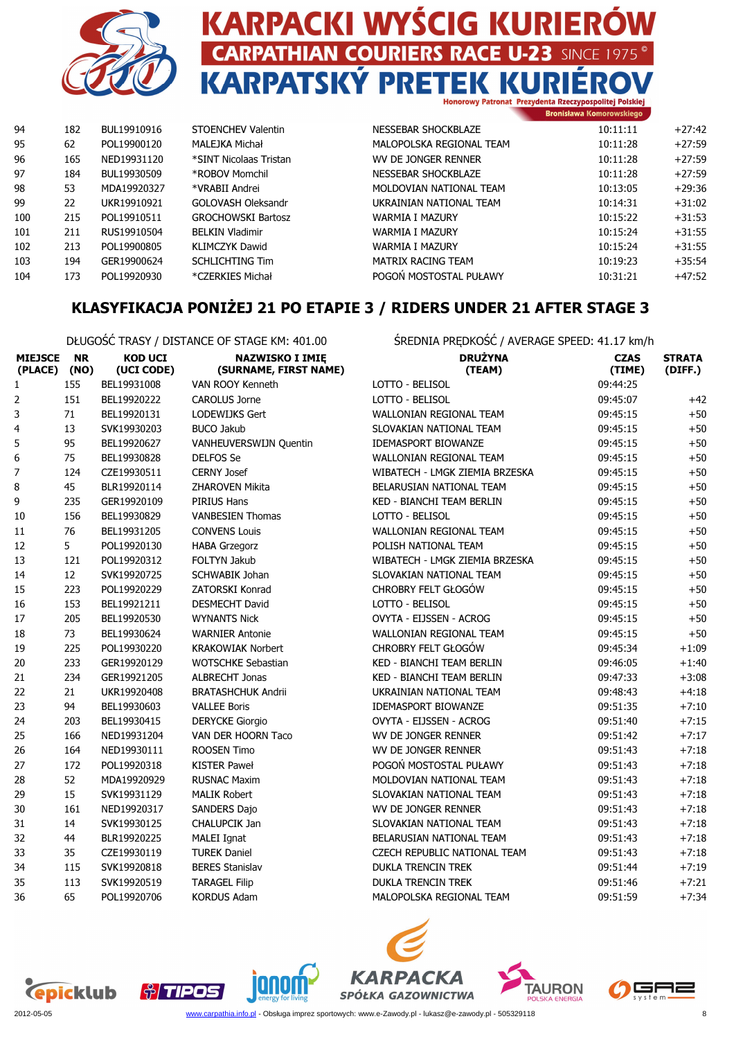| | | | | | | |
|---|---|---|---|---|---|---|
| 94 | 182 | BUL19910916 | STOENCHEV Valentin | NESSEBAR SHOCKBLAZE | 10:11:11 | +27:42 |
| 95 | 62 | POL19900120 | MALEJKA Michał | MALOPOLSKA REGIONAL TEAM | 10:11:28 | +27:59 |
| 96 | 165 | NED19931120 | *SINT Nicolaas Tristan | WV DE JONGER RENNER | 10:11:28 | +27:59 |
| 97 | 184 | BUL19930509 | *ROBOV Momchil | NESSEBAR SHOCKBLAZE | 10:11:28 | +27:59 |
| 98 | 53 | MDA19920327 | *VRABII Andrei | MOLDOVIAN NATIONAL TEAM | 10:13:05 | +29:36 |
| 99 | 22 | UKR19910921 | GOLOVASH Oleksandr | UKRAINIAN NATIONAL TEAM | 10:14:31 | +31:02 |
| 100 | 215 | POL19910511 | GROCHOWSKI Bartosz | WARMIA I MAZURY | 10:15:22 | +31:53 |
| 101 | 211 | RUS19910504 | BELKIN Vladimir | WARMIA I MAZURY | 10:15:24 | +31:55 |
| 102 | 213 | POL19900805 | KLIMCZYK Dawid | WARMIA I MAZURY | 10:15:24 | +31:55 |
| 103 | 194 | GER19900624 | SCHLICHTING Tim | MATRIX RACING TEAM | 10:19:23 | +35:54 |
| 104 | 173 | POL19920930 | *CZERKIES Michał | POGOŃ MOSTOSTAL PUŁAWY | 10:31:21 | +47:52 |

## KLASYFIKACJA PONIŻEJ 21 PO ETAPIE 3 / RIDERS UNDER 21 AFTER STAGE 3

DŁUGOŚĆ TRASY / DISTANCE OF STAGE KM: 401.00

ŚREDNIA PRĘDKOŚĆ / AVERAGE SPEED: 41.17 km/h

| MIEJSCE (PLACE) | NR (NO) | KOD UCI (UCI CODE) | NAZWISKO I IMIĘ (SURNAME, FIRST NAME) | DRUŻYNA (TEAM) | CZAS (TIME) | STRATA (DIFF.) |
|---|---|---|---|---|---|---|
| 1 | 155 | BEL19931008 | VAN ROOY Kenneth | LOTTO - BELISOL | 09:44:25 | |
| 2 | 151 | BEL19920222 | CAROLUS Jorne | LOTTO - BELISOL | 09:45:07 | +42 |
| 3 | 71 | BEL19920131 | LODEWIJKS Gert | WALLONIAN REGIONAL TEAM | 09:45:15 | +50 |
| 4 | 13 | SVK19930203 | BUCO Jakub | SLOVAKIAN NATIONAL TEAM | 09:45:15 | +50 |
| 5 | 95 | BEL19920627 | VANHEUVERSWIJN Quentin | IDEMASPORT BIOWANZE | 09:45:15 | +50 |
| 6 | 75 | BEL19930828 | DELFOS Se | WALLONIAN REGIONAL TEAM | 09:45:15 | +50 |
| 7 | 124 | CZE19930511 | CERNY Josef | WIBATECH - LMGK ZIEMIA BRZESKA | 09:45:15 | +50 |
| 8 | 45 | BLR19920114 | ZHAROVEN Mikita | BELARUSIAN NATIONAL TEAM | 09:45:15 | +50 |
| 9 | 235 | GER19920109 | PIRIUS Hans | KED - BIANCHI TEAM BERLIN | 09:45:15 | +50 |
| 10 | 156 | BEL19930829 | VANBESIEN Thomas | LOTTO - BELISOL | 09:45:15 | +50 |
| 11 | 76 | BEL19931205 | CONVENS Louis | WALLONIAN REGIONAL TEAM | 09:45:15 | +50 |
| 12 | 5 | POL19920130 | HABA Grzegorz | POLISH NATIONAL TEAM | 09:45:15 | +50 |
| 13 | 121 | POL19920312 | FOLTYN Jakub | WIBATECH - LMGK ZIEMIA BRZESKA | 09:45:15 | +50 |
| 14 | 12 | SVK19920725 | SCHWABIK Johan | SLOVAKIAN NATIONAL TEAM | 09:45:15 | +50 |
| 15 | 223 | POL19920229 | ZATORSKI Konrad | CHROBRY FELT GŁOGÓW | 09:45:15 | +50 |
| 16 | 153 | BEL19921211 | DESMECHT David | LOTTO - BELISOL | 09:45:15 | +50 |
| 17 | 205 | BEL19920530 | WYNANTS Nick | OVYTA - EIJSSEN - ACROG | 09:45:15 | +50 |
| 18 | 73 | BEL19930624 | WARNIER Antonie | WALLONIAN REGIONAL TEAM | 09:45:15 | +50 |
| 19 | 225 | POL19930220 | KRAKOWIAK Norbert | CHROBRY FELT GŁOGÓW | 09:45:34 | +1:09 |
| 20 | 233 | GER19920129 | WOTSCHKE Sebastian | KED - BIANCHI TEAM BERLIN | 09:46:05 | +1:40 |
| 21 | 234 | GER19921205 | ALBRECHT Jonas | KED - BIANCHI TEAM BERLIN | 09:47:33 | +3:08 |
| 22 | 21 | UKR19920408 | BRATASHCHUK Andrii | UKRAINIAN NATIONAL TEAM | 09:48:43 | +4:18 |
| 23 | 94 | BEL19930603 | VALLEE Boris | IDEMASPORT BIOWANZE | 09:51:35 | +7:10 |
| 24 | 203 | BEL19930415 | DERYCKE Giorgio | OVYTA - EIJSSEN - ACROG | 09:51:40 | +7:15 |
| 25 | 166 | NED19931204 | VAN DER HOORN Taco | WV DE JONGER RENNER | 09:51:42 | +7:17 |
| 26 | 164 | NED19930111 | ROOSEN Timo | WV DE JONGER RENNER | 09:51:43 | +7:18 |
| 27 | 172 | POL19920318 | KISTER Paweł | POGOŃ MOSTOSTAL PUŁAWY | 09:51:43 | +7:18 |
| 28 | 52 | MDA19920929 | RUSNAC Maxim | MOLDOVIAN NATIONAL TEAM | 09:51:43 | +7:18 |
| 29 | 15 | SVK19931129 | MALIK Robert | SLOVAKIAN NATIONAL TEAM | 09:51:43 | +7:18 |
| 30 | 161 | NED19920317 | SANDERS Dajo | WV DE JONGER RENNER | 09:51:43 | +7:18 |
| 31 | 14 | SVK19930125 | CHALUPCIK Jan | SLOVAKIAN NATIONAL TEAM | 09:51:43 | +7:18 |
| 32 | 44 | BLR19920225 | MALEI Ignat | BELARUSIAN NATIONAL TEAM | 09:51:43 | +7:18 |
| 33 | 35 | CZE19930119 | TUREK Daniel | CZECH REPUBLIC NATIONAL TEAM | 09:51:43 | +7:18 |
| 34 | 115 | SVK19920818 | BERES Stanislav | DUKLA TRENCIN TREK | 09:51:44 | +7:19 |
| 35 | 113 | SVK19920519 | TARAGEL Filip | DUKLA TRENCIN TREK | 09:51:46 | +7:21 |
| 36 | 65 | POL19920706 | KORDUS Adam | MALOPOLSKA REGIONAL TEAM | 09:51:59 | +7:34 |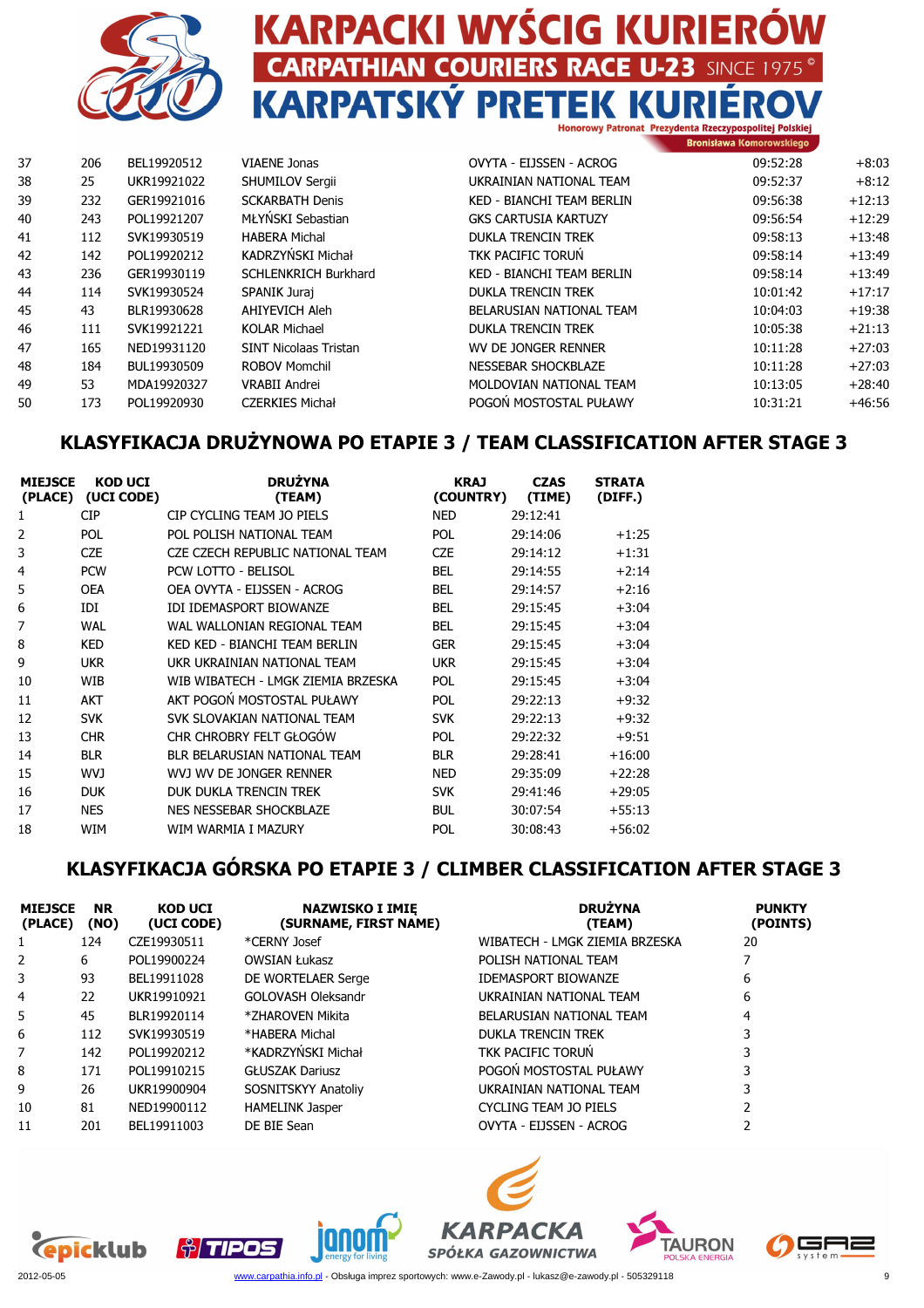# KARPACKI WYŚCIG KURIERÓW
## CARPATHIAN COURIERS RACE U-23 SINCE 1975©
## KARPATSKÝ PRETEK KURIÉROV

Honorowy Patronat Prezydenta Rzeczypospolitej Polskiej Bronisława Komorowskiego

| | | | | | | |
|---|---|---|---|---|---|---|
| 37 | 206 | BEL19920512 | VIAENE Jonas | OVYTA - EIJSSEN - ACROG | 09:52:28 | +8:03 |
| 38 | 25 | UKR19921022 | SHUMILOV Sergii | UKRAINIAN NATIONAL TEAM | 09:52:37 | +8:12 |
| 39 | 232 | GER19921016 | SCKARBATH Denis | KED - BIANCHI TEAM BERLIN | 09:56:38 | +12:13 |
| 40 | 243 | POL19921207 | MŁYŃSKI Sebastian | GKS CARTUSIA KARTUZY | 09:56:54 | +12:29 |
| 41 | 112 | SVK19930519 | HABERA Michal | DUKLA TRENCIN TREK | 09:58:13 | +13:48 |
| 42 | 142 | POL19920212 | KADRZYŃSKI Michał | TKK PACIFIC TORUŃ | 09:58:14 | +13:49 |
| 43 | 236 | GER19930119 | SCHLENKRICH Burkhard | KED - BIANCHI TEAM BERLIN | 09:58:14 | +13:49 |
| 44 | 114 | SVK19930524 | SPANIK Juraj | DUKLA TRENCIN TREK | 10:01:42 | +17:17 |
| 45 | 43 | BLR19930628 | AHIYEVICH Aleh | BELARUSIAN NATIONAL TEAM | 10:04:03 | +19:38 |
| 46 | 111 | SVK19921221 | KOLAR Michael | DUKLA TRENCIN TREK | 10:05:38 | +21:13 |
| 47 | 165 | NED19931120 | SINT Nicolaas Tristan | WV DE JONGER RENNER | 10:11:28 | +27:03 |
| 48 | 184 | BUL19930509 | ROBOV Momchil | NESSEBAR SHOCKBLAZE | 10:11:28 | +27:03 |
| 49 | 53 | MDA19920327 | VRABII Andrei | MOLDOVIAN NATIONAL TEAM | 10:13:05 | +28:40 |
| 50 | 173 | POL19920930 | CZERKIES Michał | POGOŃ MOSTOSTAL PUŁAWY | 10:31:21 | +46:56 |

## KLASYFIKACJA DRUŻYNOWA PO ETAPIE 3 / TEAM CLASSIFICATION AFTER STAGE 3

| MIEJSCE (PLACE) | KOD UCI (UCI CODE) | DRUŻYNA (TEAM) | KRAJ (COUNTRY) | CZAS (TIME) | STRATA (DIFF.) |
|---|---|---|---|---|---|
| 1 | CIP | CIP CYCLING TEAM JO PIELS | NED | 29:12:41 | |
| 2 | POL | POL POLISH NATIONAL TEAM | POL | 29:14:06 | +1:25 |
| 3 | CZE | CZE CZECH REPUBLIC NATIONAL TEAM | CZE | 29:14:12 | +1:31 |
| 4 | PCW | PCW LOTTO - BELISOL | BEL | 29:14:55 | +2:14 |
| 5 | OEA | OEA OVYTA - EIJSSEN - ACROG | BEL | 29:14:57 | +2:16 |
| 6 | IDI | IDI IDEMASPORT BIOWANZE | BEL | 29:15:45 | +3:04 |
| 7 | WAL | WAL WALLONIAN REGIONAL TEAM | BEL | 29:15:45 | +3:04 |
| 8 | KED | KED KED - BIANCHI TEAM BERLIN | GER | 29:15:45 | +3:04 |
| 9 | UKR | UKR UKRAINIAN NATIONAL TEAM | UKR | 29:15:45 | +3:04 |
| 10 | WIB | WIB WIBATECH - LMGK ZIEMIA BRZESKA | POL | 29:15:45 | +3:04 |
| 11 | AKT | AKT POGOŃ MOSTOSTAL PUŁAWY | POL | 29:22:13 | +9:32 |
| 12 | SVK | SVK SLOVAKIAN NATIONAL TEAM | SVK | 29:22:13 | +9:32 |
| 13 | CHR | CHR CHROBRY FELT GŁOGÓW | POL | 29:22:32 | +9:51 |
| 14 | BLR | BLR BELARUSIAN NATIONAL TEAM | BLR | 29:28:41 | +16:00 |
| 15 | WVJ | WVJ WV DE JONGER RENNER | NED | 29:35:09 | +22:28 |
| 16 | DUK | DUK DUKLA TRENCIN TREK | SVK | 29:41:46 | +29:05 |
| 17 | NES | NES NESSEBAR SHOCKBLAZE | BUL | 30:07:54 | +55:13 |
| 18 | WIM | WIM WARMIA I MAZURY | POL | 30:08:43 | +56:02 |

## KLASYFIKACJA GÓRSKA PO ETAPIE 3 / CLIMBER CLASSIFICATION AFTER STAGE 3

| MIEJSCE (PLACE) | NR (NO) | KOD UCI (UCI CODE) | NAZWISKO I IMIĘ (SURNAME, FIRST NAME) | DRUŻYNA (TEAM) | PUNKTY (POINTS) |
|---|---|---|---|---|---|
| 1 | 124 | CZE19930511 | *CERNY Josef | WIBATECH - LMGK ZIEMIA BRZESKA | 20 |
| 2 | 6 | POL19900224 | OWSIAN Łukasz | POLISH NATIONAL TEAM | 7 |
| 3 | 93 | BEL19911028 | DE WORTELAER Serge | IDEMASPORT BIOWANZE | 6 |
| 4 | 22 | UKR19910921 | GOLOVASH Oleksandr | UKRAINIAN NATIONAL TEAM | 6 |
| 5 | 45 | BLR19920114 | *ZHAROVEN Mikita | BELARUSIAN NATIONAL TEAM | 4 |
| 6 | 112 | SVK19930519 | *HABERA Michal | DUKLA TRENCIN TREK | 3 |
| 7 | 142 | POL19920212 | *KADRZYŃSKI Michał | TKK PACIFIC TORUŃ | 3 |
| 8 | 171 | POL19910215 | GŁUSZAK Dariusz | POGOŃ MOSTOSTAL PUŁAWY | 3 |
| 9 | 26 | UKR19900904 | SOSNITSKYY Anatoliy | UKRAINIAN NATIONAL TEAM | 3 |
| 10 | 81 | NED19900112 | HAMELINK Jasper | CYCLING TEAM JO PIELS | 2 |
| 11 | 201 | BEL19911003 | DE BIE Sean | OVYTA - EIJSSEN - ACROG | 2 |

2012-05-05 www.carpathia.info.pl - Obsługa imprez sportowych: www.e-Zawody.pl - lukasz@e-zawody.pl - 505329118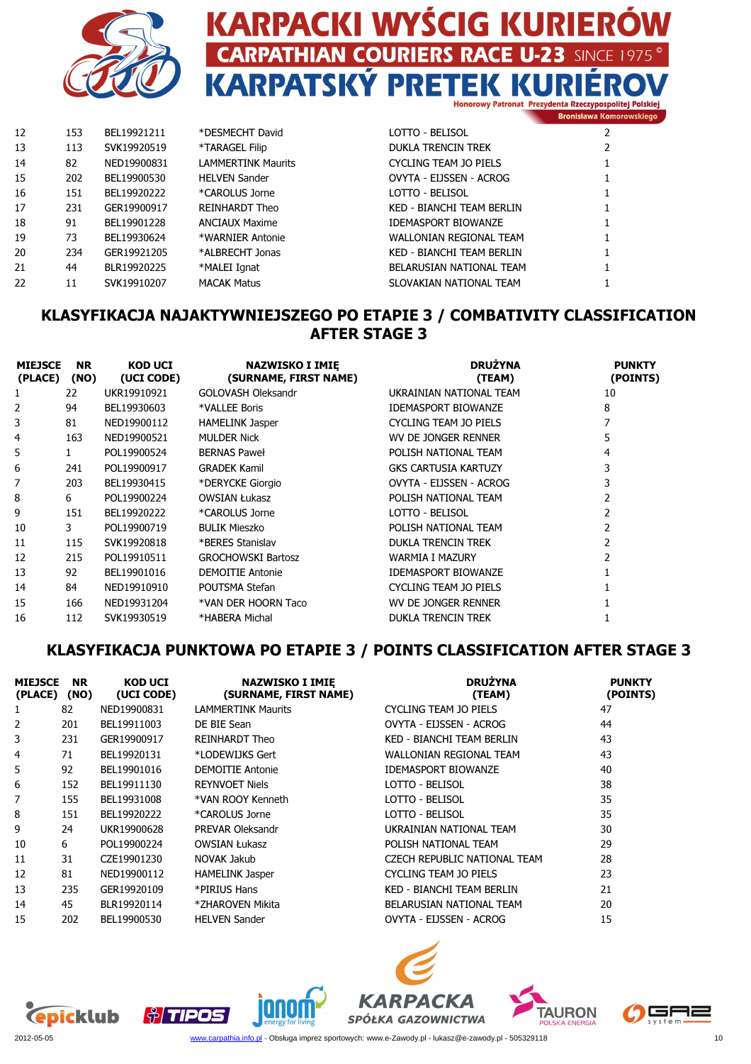| | | | | | |
|---|---|---|---|---|---|
| 12 | 153 | BEL19921211 | *DESMECHT David | LOTTO - BELISOL | 2 |
| 13 | 113 | SVK19920519 | *TARAGEL Filip | DUKLA TRENCIN TREK | 2 |
| 14 | 82 | NED19900831 | LAMMERTINK Maurits | CYCLING TEAM JO PIELS | 1 |
| 15 | 202 | BEL19900530 | HELVEN Sander | OVYTA - EIJSSEN - ACROG | 1 |
| 16 | 151 | BEL19920222 | *CAROLUS Jorne | LOTTO - BELISOL | 1 |
| 17 | 231 | GER19900917 | REINHARDT Theo | KED - BIANCHI TEAM BERLIN | 1 |
| 18 | 91 | BEL19901228 | ANCIAUX Maxime | IDEMASPORT BIOWANZE | 1 |
| 19 | 73 | BEL19930624 | *WARNIER Antoine | WALLONIAN REGIONAL TEAM | 1 |
| 20 | 234 | GER19921205 | *ALBRECHT Jonas | KED - BIANCHI TEAM BERLIN | 1 |
| 21 | 44 | BLR19920225 | *MALEI Ignat | BELARUSIAN NATIONAL TEAM | 1 |
| 22 | 11 | SVK19910207 | MACAK Matus | SLOVAKIAN NATIONAL TEAM | 1 |

## KLASYFIKACJA NAJAKTYWNIEJSZEGO PO ETAPIE 3 / COMBATIVITY CLASSIFICATION AFTER STAGE 3

| MIEJSCE (PLACE) | NR (NO) | KOD UCI (UCI CODE) | NAZWISKO I IMIĘ (SURNAME, FIRST NAME) | DRUŻYNA (TEAM) | PUNKTY (POINTS) |
|---|---|---|---|---|---|
| 1 | 22 | UKR19910921 | GOLOVASH Oleksandr | UKRAINIAN NATIONAL TEAM | 10 |
| 2 | 94 | BEL19930603 | *VALLEE Boris | IDEMASPORT BIOWANZE | 8 |
| 3 | 81 | NED19900112 | HAMELINK Jasper | CYCLING TEAM JO PIELS | 7 |
| 4 | 163 | NED19900521 | MULDER Nick | WV DE JONGER RENNER | 5 |
| 5 | 1 | POL19900524 | BERNAS Paweł | POLISH NATIONAL TEAM | 4 |
| 6 | 241 | POL19900917 | GRADEK Kamil | GKS CARTUSIA KARTUZY | 3 |
| 7 | 203 | BEL19930415 | *DERYCKE Giorgio | OVYTA - EIJSSEN - ACROG | 3 |
| 8 | 6 | POL19900224 | OWSIAN Łukasz | POLISH NATIONAL TEAM | 2 |
| 9 | 151 | BEL19920222 | *CAROLUS Jorne | LOTTO - BELISOL | 2 |
| 10 | 3 | POL19900719 | BULIK Mieszko | POLISH NATIONAL TEAM | 2 |
| 11 | 115 | SVK19920818 | *BERES Stanislav | DUKLA TRENCIN TREK | 2 |
| 12 | 215 | POL19910511 | GROCHOWSKI Bartosz | WARMIA I MAZURY | 2 |
| 13 | 92 | BEL19901016 | DEMOITIE Antonie | IDEMASPORT BIOWANZE | 1 |
| 14 | 84 | NED19910910 | POUTSMA Stefan | CYCLING TEAM JO PIELS | 1 |
| 15 | 166 | NED19931204 | *VAN DER HOORN Taco | WV DE JONGER RENNER | 1 |
| 16 | 112 | SVK19930519 | *HABERA Michal | DUKLA TRENCIN TREK | 1 |

## KLASYFIKACJA PUNKTOWA PO ETAPIE 3 / POINTS CLASSIFICATION AFTER STAGE 3

| MIEJSCE (PLACE) | NR (NO) | KOD UCI (UCI CODE) | NAZWISKO I IMIĘ (SURNAME, FIRST NAME) | DRUŻYNA (TEAM) | PUNKTY (POINTS) |
|---|---|---|---|---|---|
| 1 | 82 | NED19900831 | LAMMERTINK Maurits | CYCLING TEAM JO PIELS | 47 |
| 2 | 201 | BEL19911003 | DE BIE Sean | OVYTA - EIJSSEN - ACROG | 44 |
| 3 | 231 | GER19900917 | REINHARDT Theo | KED - BIANCHI TEAM BERLIN | 43 |
| 4 | 71 | BEL19920131 | *LODEWIJKS Gert | WALLONIAN REGIONAL TEAM | 43 |
| 5 | 92 | BEL19901016 | DEMOITIE Antonie | IDEMASPORT BIOWANZE | 40 |
| 6 | 152 | BEL19911130 | REYNVOET Niels | LOTTO - BELISOL | 38 |
| 7 | 155 | BEL19931008 | *VAN ROOY Kenneth | LOTTO - BELISOL | 35 |
| 8 | 151 | BEL19920222 | *CAROLUS Jorne | LOTTO - BELISOL | 35 |
| 9 | 24 | UKR19900628 | PREVAR Oleksandr | UKRAINIAN NATIONAL TEAM | 30 |
| 10 | 6 | POL19900224 | OWSIAN Łukasz | POLISH NATIONAL TEAM | 29 |
| 11 | 31 | CZE19901230 | NOVAK Jakub | CZECH REPUBLIC NATIONAL TEAM | 28 |
| 12 | 81 | NED19900112 | HAMELINK Jasper | CYCLING TEAM JO PIELS | 23 |
| 13 | 235 | GER19920109 | *PIRIUS Hans | KED - BIANCHI TEAM BERLIN | 21 |
| 14 | 45 | BLR19920114 | *ZHAROVEN Mikita | BELARUSIAN NATIONAL TEAM | 20 |
| 15 | 202 | BEL19900530 | HELVEN Sander | OVYTA - EIJSSEN - ACROG | 15 |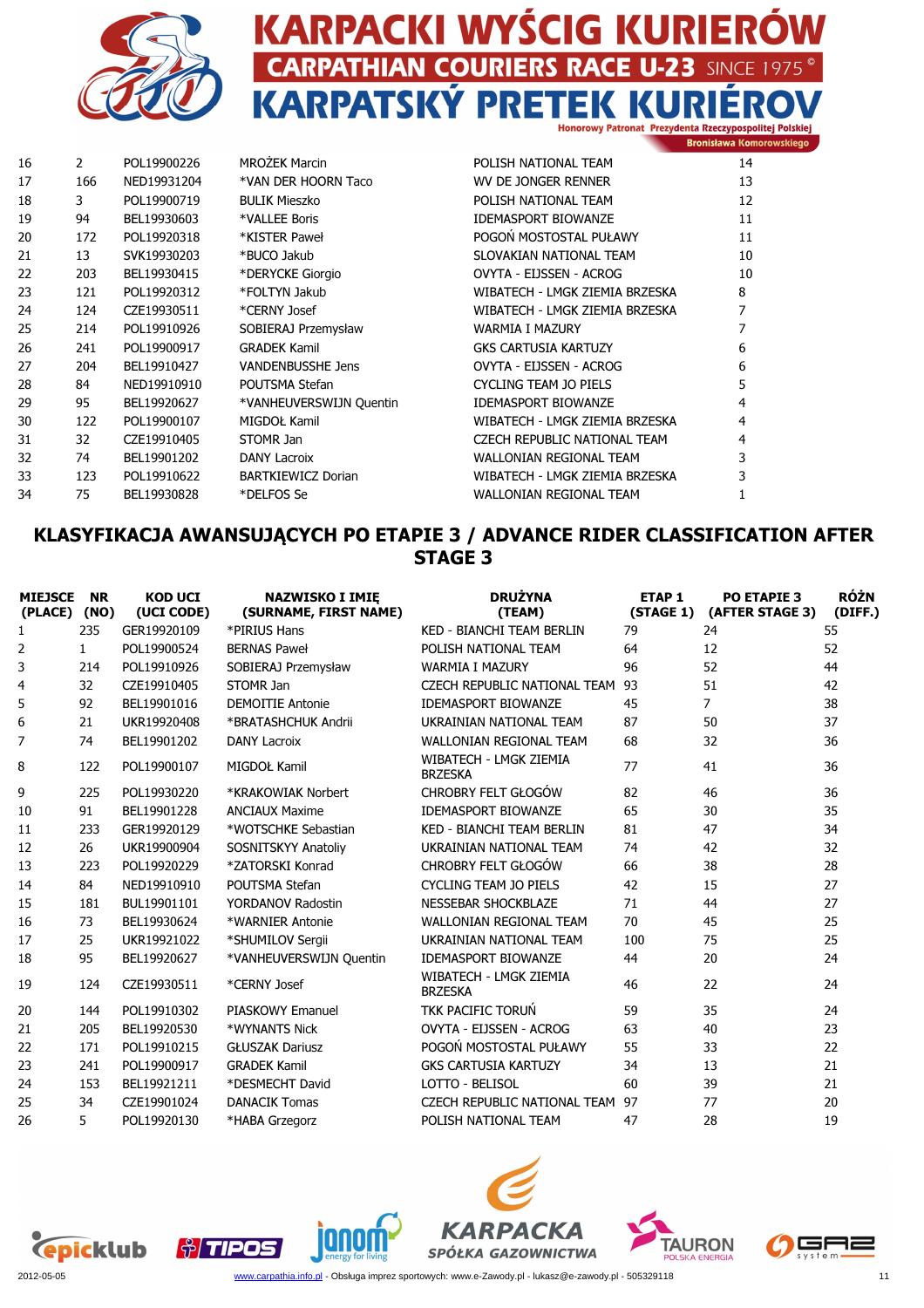# KARPACKI WYŚCIG KURIERÓW

## CARPATHIAN COURIERS RACE U-23 SINCE 1975®

## KARPATSKÝ PRETEK KURIÉROV

Honorowy Patronat Prezydenta Rzeczypospolitej Polskiej
Bronisława Komorowskiego

| | | | | | |
|---|---|---|---|---|---|
| 16 | 2 | POL19900226 | MROŻEK Marcin | POLISH NATIONAL TEAM | 14 |
| 17 | 166 | NED19931204 | *VAN DER HOORN Taco | WV DE JONGER RENNER | 13 |
| 18 | 3 | POL19900719 | BULIK Mieszko | POLISH NATIONAL TEAM | 12 |
| 19 | 94 | BEL19930603 | *VALLEE Boris | IDEMASPORT BIOWANZE | 11 |
| 20 | 172 | POL19920318 | *KISTER Paweł | POGOŃ MOSTOSTAL PUŁAWY | 11 |
| 21 | 13 | SVK19930203 | *BUCO Jakub | SLOVAKIAN NATIONAL TEAM | 10 |
| 22 | 203 | BEL19930415 | *DERYCKE Giorgio | OVYTA - EIJSSEN - ACROG | 10 |
| 23 | 121 | POL19920312 | *FOLTYN Jakub | WIBATECH - LMGK ZIEMIA BRZESKA | 8 |
| 24 | 124 | CZE19930511 | *CERNY Josef | WIBATECH - LMGK ZIEMIA BRZESKA | 7 |
| 25 | 214 | POL19910926 | SOBIERAJ Przemysław | WARMIA I MAZURY | 7 |
| 26 | 241 | POL19900917 | GRADEK Kamil | GKS CARTUSIA KARTUZY | 6 |
| 27 | 204 | BEL19910427 | VANDENBUSSHE Jens | OVYTA - EIJSSEN - ACROG | 6 |
| 28 | 84 | NED19910910 | POUTSMA Stefan | CYCLING TEAM JO PIELS | 5 |
| 29 | 95 | BEL19920627 | *VANHEUVERSWIJN Quentin | IDEMASPORT BIOWANZE | 4 |
| 30 | 122 | POL19900107 | MIGDOŁ Kamil | WIBATECH - LMGK ZIEMIA BRZESKA | 4 |
| 31 | 32 | CZE19910405 | STOMR Jan | CZECH REPUBLIC NATIONAL TEAM | 4 |
| 32 | 74 | BEL19901202 | DANY Lacroix | WALLONIAN REGIONAL TEAM | 3 |
| 33 | 123 | POL19910622 | BARTKIEWICZ Dorian | WIBATECH - LMGK ZIEMIA BRZESKA | 3 |
| 34 | 75 | BEL19930828 | *DELFOS Se | WALLONIAN REGIONAL TEAM | 1 |

## KLASYFIKACJA AWANSUJĄCYCH PO ETAPIE 3 / ADVANCE RIDER CLASSIFICATION AFTER STAGE 3

| MIEJSCE (PLACE) | NR (NO) | KOD UCI (UCI CODE) | NAZWISKO I IMIĘ (SURNAME, FIRST NAME) | DRUŻYNA (TEAM) | ETAP 1 (STAGE 1) | PO ETAPIE 3 (AFTER STAGE 3) | RÓŻN (DIFF.) |
|---|---|---|---|---|---|---|---|
| 1 | 235 | GER19920109 | *PIRIUS Hans | KED - BIANCHI TEAM BERLIN | 79 | 24 | 55 |
| 2 | 1 | POL19900524 | BERNAS Paweł | POLISH NATIONAL TEAM | 64 | 12 | 52 |
| 3 | 214 | POL19910926 | SOBIERAJ Przemysław | WARMIA I MAZURY | 96 | 52 | 44 |
| 4 | 32 | CZE19910405 | STOMR Jan | CZECH REPUBLIC NATIONAL TEAM | 93 | 51 | 42 |
| 5 | 92 | BEL19901016 | DEMOITIE Antonie | IDEMASPORT BIOWANZE | 45 | 7 | 38 |
| 6 | 21 | UKR19920408 | *BRATASHCHUK Andrii | UKRAINIAN NATIONAL TEAM | 87 | 50 | 37 |
| 7 | 74 | BEL19901202 | DANY Lacroix | WALLONIAN REGIONAL TEAM | 68 | 32 | 36 |
| 8 | 122 | POL19900107 | MIGDOŁ Kamil | WIBATECH - LMGK ZIEMIA BRZESKA | 77 | 41 | 36 |
| 9 | 225 | POL19930220 | *KRAKOWIAK Norbert | CHROBRY FELT GŁOGÓW | 82 | 46 | 36 |
| 10 | 91 | BEL19901228 | ANCIAUX Maxime | IDEMASPORT BIOWANZE | 65 | 30 | 35 |
| 11 | 233 | GER19920129 | *WOTSCHKE Sebastian | KED - BIANCHI TEAM BERLIN | 81 | 47 | 34 |
| 12 | 26 | UKR19900904 | SOSNITSKYY Anatoliy | UKRAINIAN NATIONAL TEAM | 74 | 42 | 32 |
| 13 | 223 | POL19920229 | *ZATORSKI Konrad | CHROBRY FELT GŁOGÓW | 66 | 38 | 28 |
| 14 | 84 | NED19910910 | POUTSMA Stefan | CYCLING TEAM JO PIELS | 42 | 15 | 27 |
| 15 | 181 | BUL19901101 | YORDANOV Radostin | NESSEBAR SHOCKBLAZE | 71 | 44 | 27 |
| 16 | 73 | BEL19930624 | *WARNIER Antonie | WALLONIAN REGIONAL TEAM | 70 | 45 | 25 |
| 17 | 25 | UKR19921022 | *SHUMILOV Sergii | UKRAINIAN NATIONAL TEAM | 100 | 75 | 25 |
| 18 | 95 | BEL19920627 | *VANHEUVERSWIJN Quentin | IDEMASPORT BIOWANZE | 44 | 20 | 24 |
| 19 | 124 | CZE19930511 | *CERNY Josef | WIBATECH - LMGK ZIEMIA BRZESKA | 46 | 22 | 24 |
| 20 | 144 | POL19910302 | PIASKOWY Emanuel | TKK PACIFIC TORUŃ | 59 | 35 | 24 |
| 21 | 205 | BEL19920530 | *WYNANTS Nick | OVYTA - EIJSSEN - ACROG | 63 | 40 | 23 |
| 22 | 171 | POL19910215 | GŁUSZAK Dariusz | POGOŃ MOSTOSTAL PUŁAWY | 55 | 33 | 22 |
| 23 | 241 | POL19900917 | GRADEK Kamil | GKS CARTUSIA KARTUZY | 34 | 13 | 21 |
| 24 | 153 | BEL19921211 | *DESMECHT David | LOTTO - BELISOL | 60 | 39 | 21 |
| 25 | 34 | CZE19901024 | DANACIK Tomas | CZECH REPUBLIC NATIONAL TEAM | 97 | 77 | 20 |
| 26 | 5 | POL19920130 | *HABA Grzegorz | POLISH NATIONAL TEAM | 47 | 28 | 19 |

2012-05-05 www.carpathia.info.pl - Obsługa imprez sportowych: www.e-Zawody.pl - lukasz@e-zawody.pl - 505329118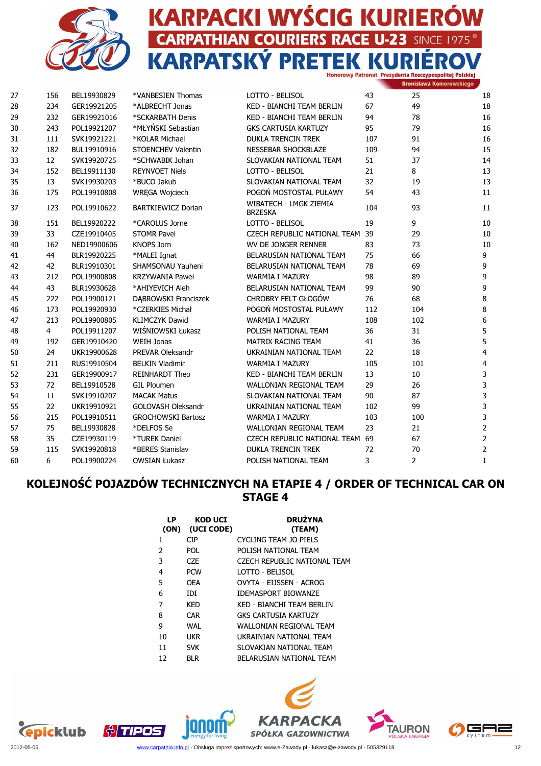# KARPACKI WYŚCIG KURIERÓW

## CARPATHIAN COURIERS RACE U-23 SINCE 1975 ©

## KARPATSKÝ PRETEK KURIÉROV

Honorowy Patronat Prezydenta Rzeczypospolitej Polskiej Bronisława Komorowskiego

| | | | | | | | |
|---|---|---|---|---|---|---|---|
| 27 | 156 | BEL19930829 | *VANBESIEN Thomas | LOTTO - BELISOL | 43 | 25 | 18 |
| 28 | 234 | GER19921205 | *ALBRECHT Jonas | KED - BIANCHI TEAM BERLIN | 67 | 49 | 18 |
| 29 | 232 | GER19921016 | *SCKARBATH Denis | KED - BIANCHI TEAM BERLIN | 94 | 78 | 16 |
| 30 | 243 | POL19921207 | *MŁYŃSKI Sebastian | GKS CARTUSIA KARTUZY | 95 | 79 | 16 |
| 31 | 111 | SVK19921221 | *KOLAR Michael | DUKLA TRENCIN TREK | 107 | 91 | 16 |
| 32 | 182 | BUL19910916 | STOENCHEV Valentin | NESSEBAR SHOCKBLAZE | 109 | 94 | 15 |
| 33 | 12 | SVK19920725 | *SCHWABIK Johan | SLOVAKIAN NATIONAL TEAM | 51 | 37 | 14 |
| 34 | 152 | BEL19911130 | REYNVOET Niels | LOTTO - BELISOL | 21 | 8 | 13 |
| 35 | 13 | SVK19930203 | *BUCO Jakub | SLOVAKIAN NATIONAL TEAM | 32 | 19 | 13 |
| 36 | 175 | POL19910808 | WRĘGA Wojciech | POGOŃ MOSTOSTAL PUŁAWY | 54 | 43 | 11 |
| 37 | 123 | POL19910622 | BARTKIEWICZ Dorian | WIBATECH - LMGK ZIEMIA BRZESKA | 104 | 93 | 11 |
| 38 | 151 | BEL19920222 | *CAROLUS Jorne | LOTTO - BELISOL | 19 | 9 | 10 |
| 39 | 33 | CZE19910405 | STOMR Pavel | CZECH REPUBLIC NATIONAL TEAM | 39 | 29 | 10 |
| 40 | 162 | NED19900606 | KNOPS Jorn | WV DE JONGER RENNER | 83 | 73 | 10 |
| 41 | 44 | BLR19920225 | *MALEI Ignat | BELARUSIAN NATIONAL TEAM | 75 | 66 | 9 |
| 42 | 42 | BLR19910301 | SHAMSONAU Yauheni | BELARUSIAN NATIONAL TEAM | 78 | 69 | 9 |
| 43 | 212 | POL19900808 | KRZYWANIA Paweł | WARMIA I MAZURY | 98 | 89 | 9 |
| 44 | 43 | BLR19930628 | *AHIYEVICH Aleh | BELARUSIAN NATIONAL TEAM | 99 | 90 | 9 |
| 45 | 222 | POL19900121 | DĄBROWSKI Franciszek | CHROBRY FELT GŁOGÓW | 76 | 68 | 8 |
| 46 | 173 | POL19920930 | *CZERKIES Michał | POGOŃ MOSTOSTAL PUŁAWY | 112 | 104 | 8 |
| 47 | 213 | POL19900805 | KLIMCZYK Dawid | WARMIA I MAZURY | 108 | 102 | 6 |
| 48 | 4 | POL19911207 | WIŚNIOWSKI Łukasz | POLISH NATIONAL TEAM | 36 | 31 | 5 |
| 49 | 192 | GER19910420 | WEIH Jonas | MATRIX RACING TEAM | 41 | 36 | 5 |
| 50 | 24 | UKR19900628 | PREVAR Oleksandr | UKRAINIAN NATIONAL TEAM | 22 | 18 | 4 |
| 51 | 211 | RUS19910504 | BELKIN Vladimir | WARMIA I MAZURY | 105 | 101 | 4 |
| 52 | 231 | GER19900917 | REINHARDT Theo | KED - BIANCHI TEAM BERLIN | 13 | 10 | 3 |
| 53 | 72 | BEL19910528 | GIL Ploumen | WALLONIAN REGIONAL TEAM | 29 | 26 | 3 |
| 54 | 11 | SVK19910207 | MACAK Matus | SLOVAKIAN NATIONAL TEAM | 90 | 87 | 3 |
| 55 | 22 | UKR19910921 | GOLOVASH Oleksandr | UKRAINIAN NATIONAL TEAM | 102 | 99 | 3 |
| 56 | 215 | POL19910511 | GROCHOWSKI Bartosz | WARMIA I MAZURY | 103 | 100 | 3 |
| 57 | 75 | BEL19930828 | *DELFOS Se | WALLONIAN REGIONAL TEAM | 23 | 21 | 2 |
| 58 | 35 | CZE19930119 | *TUREK Daniel | CZECH REPUBLIC NATIONAL TEAM | 69 | 67 | 2 |
| 59 | 115 | SVK19920818 | *BERES Stanislav | DUKLA TRENCIN TREK | 72 | 70 | 2 |
| 60 | 6 | POL19900224 | OWSIAN Łukasz | POLISH NATIONAL TEAM | 3 | 2 | 1 |

## KOLEJNOŚĆ POJAZDÓW TECHNICZNYCH NA ETAPIE 4 / ORDER OF TECHNICAL CAR ON STAGE 4

| LP (ON) | KOD UCI (UCI CODE) | DRUŻYNA (TEAM) |
|---|---|---|
| 1 | CIP | CYCLING TEAM JO PIELS |
| 2 | POL | POLISH NATIONAL TEAM |
| 3 | CZE | CZECH REPUBLIC NATIONAL TEAM |
| 4 | PCW | LOTTO - BELISOL |
| 5 | OEA | OVYTA - EIJSSEN - ACROG |
| 6 | IDI | IDEMASPORT BIOWANZE |
| 7 | KED | KED - BIANCHI TEAM BERLIN |
| 8 | CAR | GKS CARTUSIA KARTUZY |
| 9 | WAL | WALLONIAN REGIONAL TEAM |
| 10 | UKR | UKRAINIAN NATIONAL TEAM |
| 11 | SVK | SLOVAKIAN NATIONAL TEAM |
| 12 | BLR | BELARUSIAN NATIONAL TEAM |

2012-05-05 www.carpathia.info.pl - Obsługa imprez sportowych: www.e-Zawody.pl - lukasz@e-zawody.pl - 505329118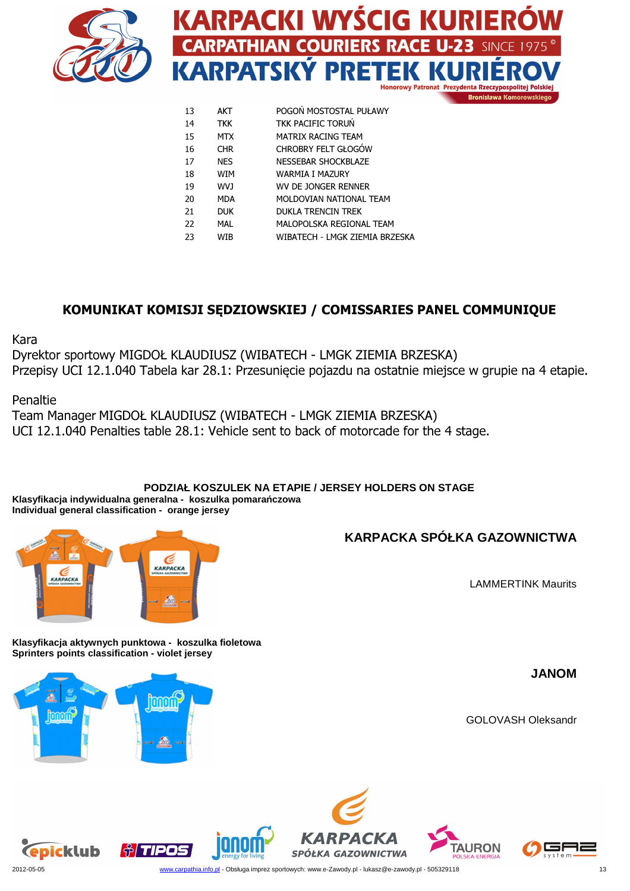| | | |
|---|---|---|
| 13 | AKT | POGOŃ MOSTOSTAL PUŁAWY |
| 14 | TKK | TKK PACIFIC TORUŃ |
| 15 | MTX | MATRIX RACING TEAM |
| 16 | CHR | CHROBRY FELT GŁOGÓW |
| 17 | NES | NESSEBAR SHOCKBLAZE |
| 18 | WIM | WARMIA I MAZURY |
| 19 | WVJ | WV DE JONGER RENNER |
| 20 | MDA | MOLDOVIAN NATIONAL TEAM |
| 21 | DUK | DUKLA TRENCIN TREK |
| 22 | MAL | MALOPOLSKA REGIONAL TEAM |
| 23 | WIB | WIBATECH - LMGK ZIEMIA BRZESKA |

## KOMUNIKAT KOMISJI SĘDZIOWSKIEJ / COMISSARIES PANEL COMMUNIQUE

Kara

Dyrektor sportowy MIGDOŁ KLAUDIUSZ (WIBATECH - LMGK ZIEMIA BRZESKA)

Przepisy UCI 12.1.040 Tabela kar 28.1: Przesunięcie pojazdu na ostatnie miejsce w grupie na 4 etapie.

Penaltie

Team Manager MIGDOŁ KLAUDIUSZ (WIBATECH - LMGK ZIEMIA BRZESKA)

UCI 12.1.040 Penalties table 28.1: Vehicle sent to back of motorcade for the 4 stage.

### PODZIAŁ KOSZULEK NA ETAPIE / JERSEY HOLDERS ON STAGE

**Klasyfikacja indywidualna generalna - koszulka pomarańczowa**
**Individual general classification - orange jersey**

**KARPACKA SPÓŁKA GAZOWNICTWA**

LAMMERTINK Maurits

**Klasyfikacja aktywnych punktowa - koszulka fioletowa**
**Sprinters points classification - violet jersey**

**JANOM**

GOLOVASH Oleksandr

2012-05-05 www.carpathia.info.pl - Obsługa imprez sportowych: www.e-Zawody.pl - lukasz@e-zawody.pl - 505329118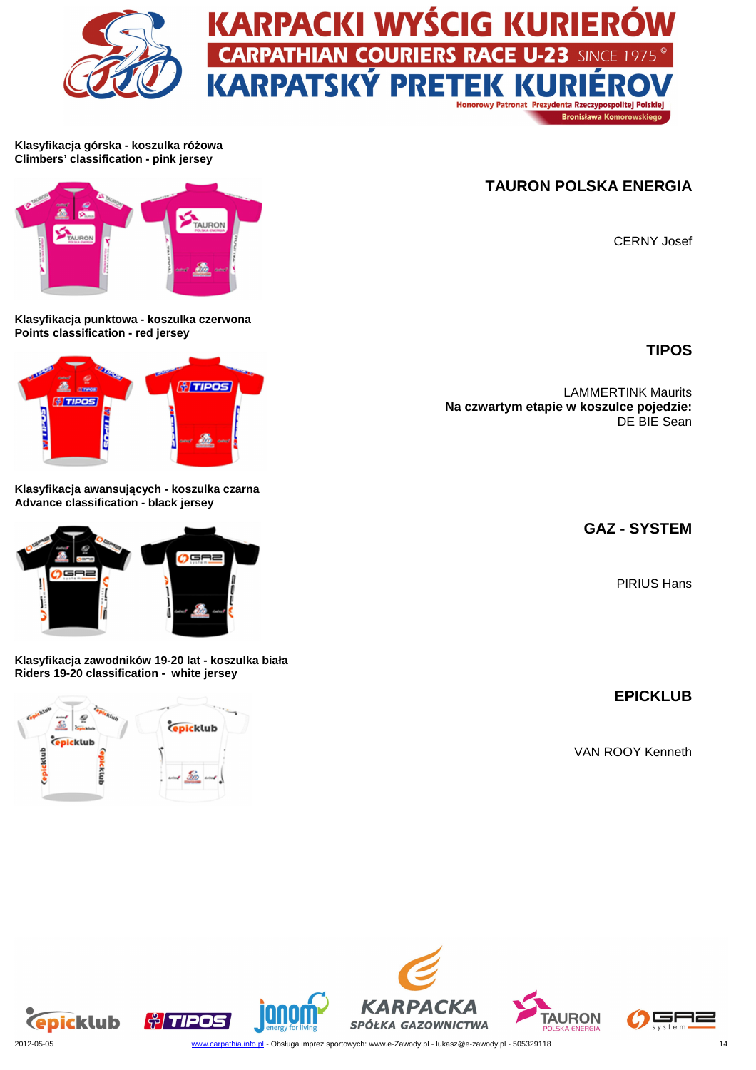**Klasyfikacja górska - koszulka różowa**
**Climbers' classification - pink jersey**

### TAURON POLSKA ENERGIA

CERNY Josef

**Klasyfikacja punktowa - koszulka czerwona**
**Points classification - red jersey**

### TIPOS

LAMMERTINK Maurits
**Na czwartym etapie w koszulce pojedzie:**
DE BIE Sean

**Klasyfikacja awansujących - koszulka czarna**
**Advance classification - black jersey**

### GAZ - SYSTEM

PIRIUS Hans

**Klasyfikacja zawodników 19-20 lat - koszulka biała**
**Riders 19-20 classification - white jersey**

### EPICKLUB

VAN ROOY Kenneth

2012-05-05 www.carpathia.info.pl - Obsługa imprez sportowych: www.e-Zawody.pl - lukasz@e-zawody.pl - 505329118